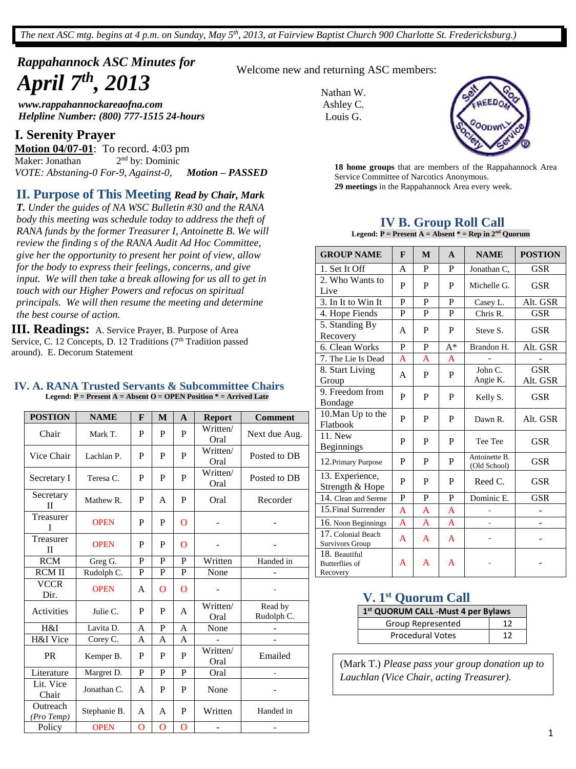*The next ASC mtg. begins at 4 p.m. on Sunday, May 5th, 2013, at Fairview Baptist Church 900 Charlotte St. Fredericksburg.)*

## *Rappahannock ASC Minutes for*

# *April 7th, 2013*

***www.rappahannockareaofna.com***
***Helpline Number: (800) 777-1515 24-hours***

Welcome new and returning ASC members:

Nathan W.
Ashley C.
Louis G.

**18 home groups** that are members of the Rappahannock Area Service Committee of Narcotics Anonymous.
**29 meetings** in the Rappahannock Area every week.

## I. Serenity Prayer

**Motion 04/07-01**: To record. 4:03 pm
Maker: Jonathan 2nd by: Dominic
*VOTE: Abstaning-0 For-9, Against-0,* ***Motion – PASSED***

## II. Purpose of This Meeting *Read by Chair, Mark T.*

*Under the guides of NA WSC Bulletin #30 and the RANA body this meeting was schedule today to address the theft of RANA funds by the former Treasurer I, Antoinette B. We will review the finding s of the RANA Audit Ad Hoc Committee, give her the opportunity to present her point of view, allow for the body to express their feelings, concerns, and give input. We will then take a break allowing for us all to get in touch with our Higher Powers and refocus on spiritual principals. We will then resume the meeting and determine the best course of action.*

## III. Readings:

A. Service Prayer, B. Purpose of Area Service, C. 12 Concepts, D. 12 Traditions (7th Tradition passed around). E. Decorum Statement

## IV. A. RANA Trusted Servants & Subcommittee Chairs

**Legend: P = Present A = Absent O = OPEN Position * = Arrived Late**

| POSTION | NAME | F | M | A | Report | Comment |
|---|---|---|---|---|---|---|
| Chair | Mark T. | P | P | P | Written/ Oral | Next due Aug. |
| Vice Chair | Lachlan P. | P | P | P | Written/ Oral | Posted to DB |
| Secretary I | Teresa C. | P | P | P | Written/ Oral | Posted to DB |
| Secretary II | Mathew R. | P | A | P | Oral | Recorder |
| Treasurer I | OPEN | P | P | O | - | - |
| Treasurer II | OPEN | P | P | O | - | - |
| RCM | Greg G. | P | P | P | Written | Handed in |
| RCM II | Rudolph C. | P | P | P | None | - |
| VCCR Dir. | OPEN | A | O | O | - | - |
| Activities | Julie C. | P | P | A | Written/ Oral | Read by Rudolph C. |
| H&I | Lavita D. | A | P | A | None | - |
| H&I Vice | Corey C. | A | A | A | - | - |
| PR | Kemper B. | P | P | P | Written/ Oral | Emailed |
| Literature | Margret D. | P | P | P | Oral | - |
| Lit. Vice Chair | Jonathan C. | A | P | P | None | - |
| Outreach *(Pro Temp)* | Stephanie B. | A | A | P | Written | Handed in |
| Policy | OPEN | O | O | O | - | - |

## IV B. Group Roll Call

**Legend: P = Present A = Absent * = Rep in 2nd Quorum**

| GROUP NAME | F | M | A | NAME | POSTION |
|---|---|---|---|---|---|
| 1. Set It Off | A | P | P | Jonathan C, | GSR |
| 2. Who Wants to Live | P | P | P | Michelle G. | GSR |
| 3. In It to Win It | P | P | P | Casey L. | Alt. GSR |
| 4. Hope Fiends | P | P | P | Chris R. | GSR |
| 5. Standing By Recovery | A | P | P | Steve S. | GSR |
| 6. Clean Works | P | P | A* | Brandon H. | Alt. GSR |
| 7. The Lie Is Dead | A | A | A | - | - |
| 8. Start Living Group | A | P | P | John C. Angie K. | GSR Alt. GSR |
| 9. Freedom from Bondage | P | P | P | Kelly S. | GSR |
| 10.Man Up to the Flatbook | P | P | P | Dawn R. | Alt. GSR |
| 11. New Beginnings | P | P | P | Tee Tee | GSR |
| 12.Primary Purpose | P | P | P | Antoinette B. (Old School) | GSR |
| 13. Experience, Strength & Hope | P | P | P | Reed C. | GSR |
| 14. Clean and Serene | P | P | P | Dominic E. | GSR |
| 15.Final Surrender | A | A | A | - | - |
| 16. Noon Beginnings | A | A | A | - | - |
| 17. Colonial Beach Survivors Group | A | A | A | - | - |
| 18. Beautiful Butterflies of Recovery | A | A | A | - | - |

## V. 1st Quorum Call

| 1st QUORUM CALL -Must 4 per Bylaws | |
|---|---|
| Group Represented | 12 |
| Procedural Votes | 12 |

(Mark T.) *Please pass your group donation up to Lauchlan (Vice Chair, acting Treasurer).*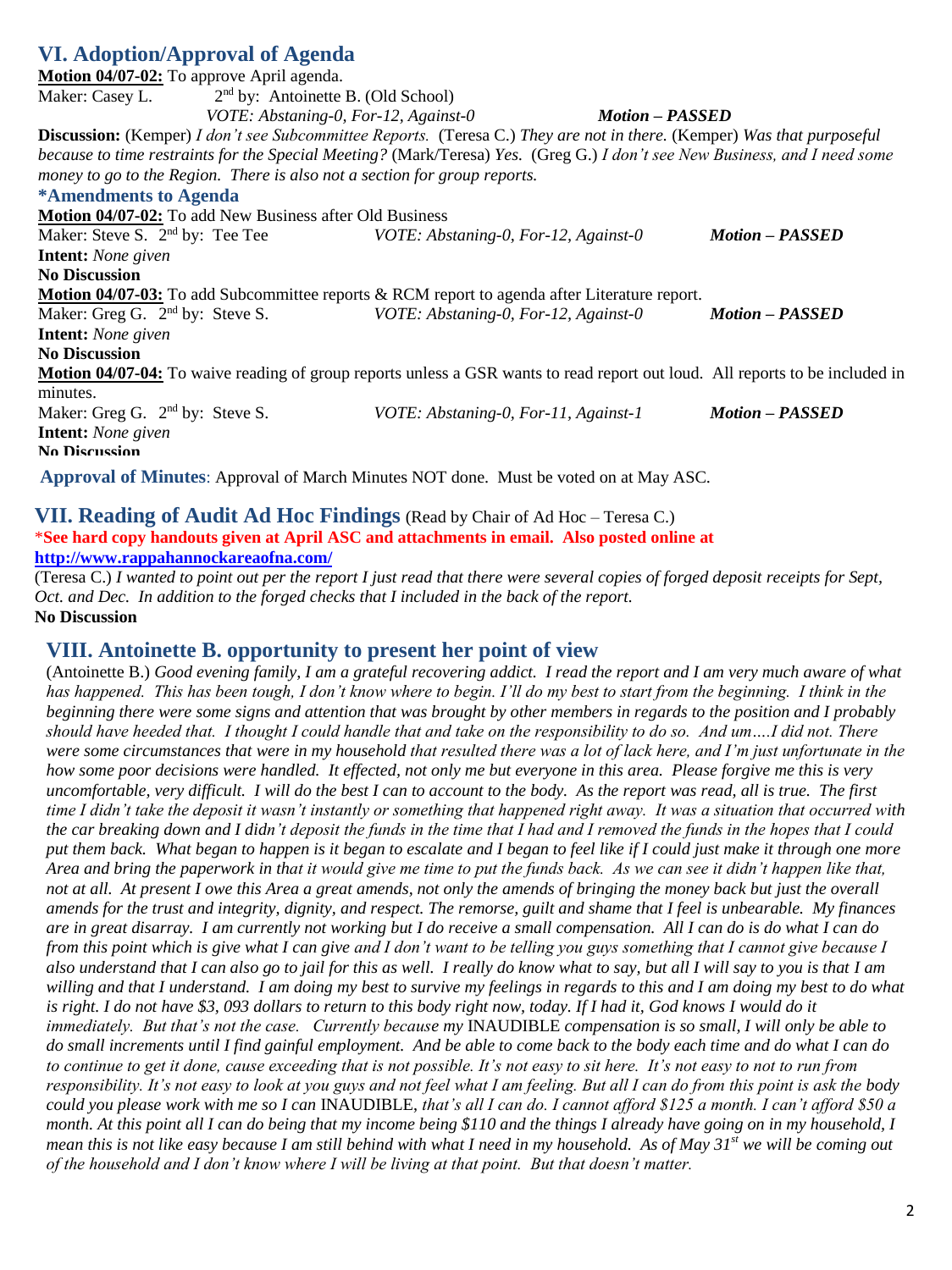## VI. Adoption/Approval of Agenda

**Motion 04/07-02:** To approve April agenda.
Maker: Casey L. 2nd by: Antoinette B. (Old School)
*VOTE: Abstaning-0, For-12, Against-0* ***Motion – PASSED***

**Discussion:** (Kemper) *I don't see Subcommittee Reports.* (Teresa C.) *They are not in there.* (Kemper) *Was that purposeful because to time restraints for the Special Meeting?* (Mark/Teresa) *Yes.* (Greg G.) *I don't see New Business, and I need some money to go to the Region. There is also not a section for group reports.*

### *Amendments to Agenda

**Motion 04/07-02:** To add New Business after Old Business
Maker: Steve S. 2nd by: Tee Tee *VOTE: Abstaning-0, For-12, Against-0* ***Motion – PASSED***
**Intent:** *None given*
**No Discussion**

**Motion 04/07-03:** To add Subcommittee reports & RCM report to agenda after Literature report.
Maker: Greg G. 2nd by: Steve S. *VOTE: Abstaning-0, For-12, Against-0* ***Motion – PASSED***
**Intent:** *None given*
**No Discussion**

**Motion 04/07-04:** To waive reading of group reports unless a GSR wants to read report out loud. All reports to be included in minutes.
Maker: Greg G. 2nd by: Steve S. *VOTE: Abstaning-0, For-11, Against-1* ***Motion – PASSED***
**Intent:** *None given*
**No Discussion**

**Approval of Minutes**: Approval of March Minutes NOT done. Must be voted on at May ASC.

## VII. Reading of Audit Ad Hoc Findings (Read by Chair of Ad Hoc – Teresa C.)

***See hard copy handouts given at April ASC and attachments in email. Also posted online at http://www.rappahannockareaofna.com/**

(Teresa C.) *I wanted to point out per the report I just read that there were several copies of forged deposit receipts for Sept, Oct. and Dec. In addition to the forged checks that I included in the back of the report.*
**No Discussion**

## VIII. Antoinette B. opportunity to present her point of view

(Antoinette B.) *Good evening family, I am a grateful recovering addict. I read the report and I am very much aware of what has happened. This has been tough, I don't know where to begin. I'll do my best to start from the beginning. I think in the beginning there were some signs and attention that was brought by other members in regards to the position and I probably should have heeded that. I thought I could handle that and take on the responsibility to do so. And um….I did not. There were some circumstances that were in my household that resulted there was a lot of lack here, and I'm just unfortunate in the how some poor decisions were handled. It effected, not only me but everyone in this area. Please forgive me this is very uncomfortable, very difficult. I will do the best I can to account to the body. As the report was read, all is true. The first time I didn't take the deposit it wasn't instantly or something that happened right away. It was a situation that occurred with the car breaking down and I didn't deposit the funds in the time that I had and I removed the funds in the hopes that I could put them back. What began to happen is it began to escalate and I began to feel like if I could just make it through one more Area and bring the paperwork in that it would give me time to put the funds back. As we can see it didn't happen like that, not at all. At present I owe this Area a great amends, not only the amends of bringing the money back but just the overall amends for the trust and integrity, dignity, and respect. The remorse, guilt and shame that I feel is unbearable. My finances are in great disarray. I am currently not working but I do receive a small compensation. All I can do is do what I can do from this point which is give what I can give and I don't want to be telling you guys something that I cannot give because I also understand that I can also go to jail for this as well. I really do know what to say, but all I will say to you is that I am willing and that I understand. I am doing my best to survive my feelings in regards to this and I am doing my best to do what is right. I do not have $3, 093 dollars to return to this body right now, today. If I had it, God knows I would do it immediately. But that's not the case. Currently because my* INAUDIBLE *compensation is so small, I will only be able to do small increments until I find gainful employment. And be able to come back to the body each time and do what I can do to continue to get it done, cause exceeding that is not possible. It's not easy to sit here. It's not easy to not to run from responsibility. It's not easy to look at you guys and not feel what I am feeling. But all I can do from this point is ask the body could you please work with me so I can* INAUDIBLE, *that's all I can do. I cannot afford $125 a month. I can't afford $50 a month. At this point all I can do being that my income being $110 and the things I already have going on in my household, I mean this is not like easy because I am still behind with what I need in my household. As of May 31st we will be coming out of the household and I don't know where I will be living at that point. But that doesn't matter.*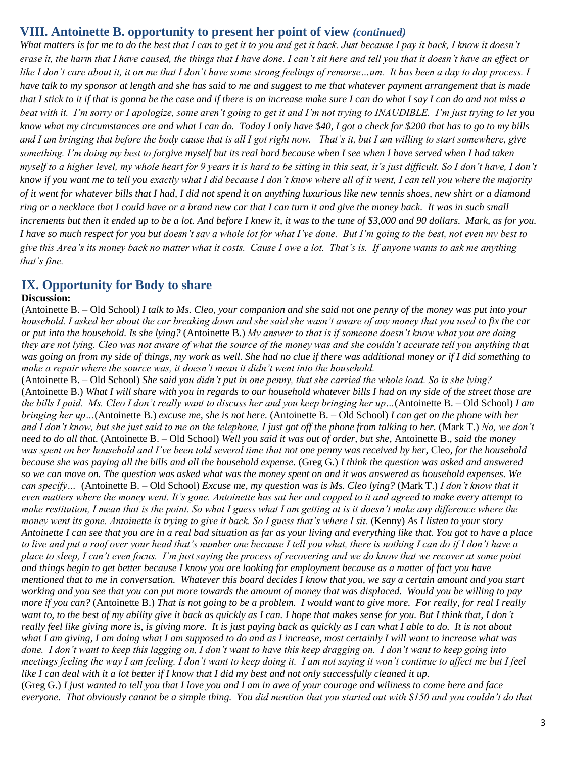## VIII. Antoinette B. opportunity to present her point of view *(continued)*

*What matters is for me to do the best that I can to get it to you and get it back. Just because I pay it back, I know it doesn't erase it, the harm that I have caused, the things that I have done. I can't sit here and tell you that it doesn't have an effect or like I don't care about it, it on me that I don't have some strong feelings of remorse…um. It has been a day to day process. I have talk to my sponsor at length and she has said to me and suggest to me that whatever payment arrangement that is made that I stick to it if that is gonna be the case and if there is an increase make sure I can do what I say I can do and not miss a beat with it. I'm sorry or I apologize, some aren't going to get it and I'm not trying to INAUDIBLE. I'm just trying to let you know what my circumstances are and what I can do. Today I only have $40, I got a check for $200 that has to go to my bills and I am bringing that before the body cause that is all I got right now. That's it, but I am willing to start somewhere, give something. I'm doing my best to forgive myself but its real hard because when I see when I have served when I had taken myself to a higher level, my whole heart for 9 years it is hard to be sitting in this seat, it's just difficult. So I don't have, I don't know if you want me to tell you exactly what I did because I don't know where all of it went, I can tell you where the majority of it went for whatever bills that I had, I did not spend it on anything luxurious like new tennis shoes, new shirt or a diamond ring or a necklace that I could have or a brand new car that I can turn it and give the money back. It was in such small increments but then it ended up to be a lot. And before I knew it, it was to the tune of $3,000 and 90 dollars. Mark, as for you. I have so much respect for you but doesn't say a whole lot for what I've done. But I'm going to the best, not even my best to give this Area's its money back no matter what it costs. Cause I owe a lot. That's is. If anyone wants to ask me anything that's fine.*

## IX. Opportunity for Body to share

**Discussion:**

(Antoinette B. – Old School) *I talk to Ms. Cleo, your companion and she said not one penny of the money was put into your household. I asked her about the car breaking down and she said she wasn't aware of any money that you used to fix the car or put into the household. Is she lying?* (Antoinette B.) *My answer to that is if someone doesn't know what you are doing they are not lying. Cleo was not aware of what the source of the money was and she couldn't accurate tell you anything that was going on from my side of things, my work as well. She had no clue if there was additional money or if I did something to make a repair where the source was, it doesn't mean it didn't went into the household.*

(Antoinette B. – Old School) *She said you didn't put in one penny, that she carried the whole load. So is she lying?* (Antoinette B.) *What I will share with you in regards to our household whatever bills I had on my side of the street those are the bills I paid. Ms. Cleo I don't really want to discuss her and you keep bringing her up…*(Antoinette B. – Old School) *I am bringing her up…*(Antoinette B.) *excuse me, she is not here.* (Antoinette B. – Old School) *I can get on the phone with her and I don't know, but she just said to me on the telephone, I just got off the phone from talking to her.* (Mark T.) *No, we don't need to do all that.* (Antoinette B. – Old School) *Well you said it was out of order, but she*, Antoinette B., *said the money was spent on her household and I've been told several time that not one penny was received by her*, Cleo, *for the household because she was paying all the bills and all the household expense.* (Greg G.) *I think the question was asked and answered so we can move on. The question was asked what was the money spent on and it was answered as household expenses. We can specify…* (Antoinette B. – Old School) *Excuse me, my question was is Ms. Cleo lying?* (Mark T.) *I don't know that it even matters where the money went. It's gone. Antoinette has sat her and copped to it and agreed to make every attempt to make restitution, I mean that is the point. So what I guess what I am getting at is it doesn't make any difference where the money went its gone. Antoinette is trying to give it back. So I guess that's where I sit.* (Kenny) *As I listen to your story Antoinette I can see that you are in a real bad situation as far as your living and everything like that. You got to have a place to live and put a roof over your head that's number one because I tell you what, there is nothing I can do if I don't have a place to sleep, I can't even focus. I'm just saying the process of recovering and we do know that we recover at some point and things begin to get better because I know you are looking for employment because as a matter of fact you have mentioned that to me in conversation. Whatever this board decides I know that you, we say a certain amount and you start working and you see that you can put more towards the amount of money that was displaced. Would you be willing to pay more if you can?* (Antoinette B.) *That is not going to be a problem. I would want to give more. For really, for real I really want to, to the best of my ability give it back as quickly as I can. I hope that makes sense for you. But I think that, I don't really feel like giving more is, is giving more. It is just paying back as quickly as I can what I able to do. It is not about what I am giving, I am doing what I am supposed to do and as I increase, most certainly I will want to increase what was done. I don't want to keep this lagging on, I don't want to have this keep dragging on. I don't want to keep going into meetings feeling the way I am feeling. I don't want to keep doing it. I am not saying it won't continue to affect me but I feel like I can deal with it a lot better if I know that I did my best and not only successfully cleaned it up.*

(Greg G.) *I just wanted to tell you that I love you and I am in awe of your courage and wiliness to come here and face everyone. That obviously cannot be a simple thing. You did mention that you started out with $150 and you couldn't do that*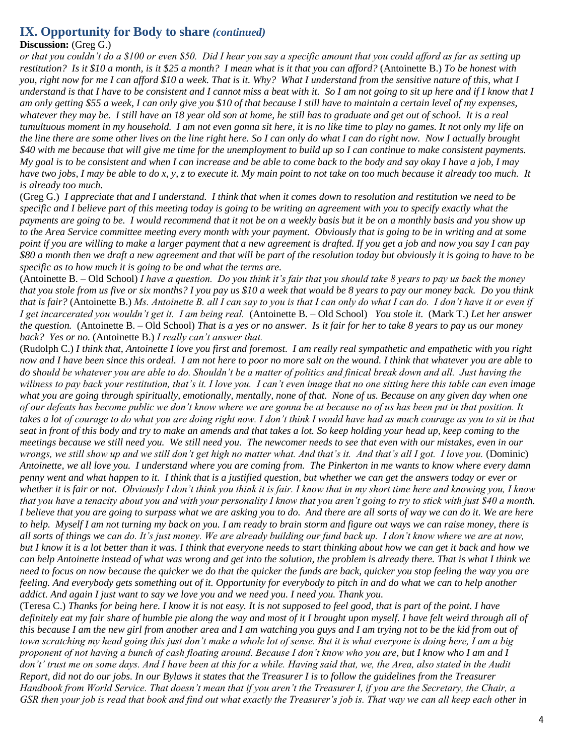## IX. Opportunity for Body to share *(continued)*

**Discussion:** (Greg G.)

*or that you couldn't do a $100 or even $50. Did I hear you say a specific amount that you could afford as far as setting up restitution? Is it $10 a month, is it $25 a month? I mean what is it that you can afford?* (Antoinette B.) *To be honest with you, right now for me I can afford $10 a week. That is it. Why? What I understand from the sensitive nature of this, what I understand is that I have to be consistent and I cannot miss a beat with it. So I am not going to sit up here and if I know that I am only getting $55 a week, I can only give you $10 of that because I still have to maintain a certain level of my expenses, whatever they may be. I still have an 18 year old son at home, he still has to graduate and get out of school. It is a real tumultuous moment in my household. I am not even gonna sit here, it is no like time to play no games. It not only my life on the line there are some other lives on the line right here. So I can only do what I can do right now. Now I actually brought $40 with me because that will give me time for the unemployment to build up so I can continue to make consistent payments. My goal is to be consistent and when I can increase and be able to come back to the body and say okay I have a job, I may have two jobs, I may be able to do x, y, z to execute it. My main point to not take on too much because it already too much. It is already too much.*

(Greg G.) *I appreciate that and I understand. I think that when it comes down to resolution and restitution we need to be specific and I believe part of this meeting today is going to be writing an agreement with you to specify exactly what the payments are going to be. I would recommend that it not be on a weekly basis but it be on a monthly basis and you show up to the Area Service committee meeting every month with your payment. Obviously that is going to be in writing and at some point if you are willing to make a larger payment that a new agreement is drafted. If you get a job and now you say I can pay $80 a month then we draft a new agreement and that will be part of the resolution today but obviously it is going to have to be specific as to how much it is going to be and what the terms are.*

(Antoinette B. – Old School) *I have a question. Do you think it's fair that you should take 8 years to pay us back the money that you stole from us five or six months? I you pay us $10 a week that would be 8 years to pay our money back. Do you think that is fair?* (Antoinette B.) *Ms. Antoinette B. all I can say to you is that I can only do what I can do. I don't have it or even if I get incarcerated you wouldn't get it. I am being real.* (Antoinette B. – Old School) *You stole it.* (Mark T.) *Let her answer the question.* (Antoinette B. – Old School) *That is a yes or no answer. Is it fair for her to take 8 years to pay us our money back? Yes or no.* (Antoinette B.) *I really can't answer that.*

(Rudolph C.) *I think that, Antoinette I love you first and foremost. I am really real sympathetic and empathetic with you right now and I have been since this ordeal. I am not here to poor no more salt on the wound. I think that whatever you are able to do should be whatever you are able to do. Shouldn't be a matter of politics and finical break down and all. Just having the wiliness to pay back your restitution, that's it. I love you. I can't even image that no one sitting here this table can even image what you are going through spiritually, emotionally, mentally, none of that. None of us. Because on any given day when one of our defeats has become public we don't know where we are gonna be at because no of us has been put in that position. It takes a lot of courage to do what you are doing right now. I don't think I would have had as much courage as you to sit in that seat in front of this body and try to make an amends and that takes a lot. So keep holding your head up, keep coming to the meetings because we still need you. We still need you. The newcomer needs to see that even with our mistakes, even in our wrongs, we still show up and we still don't get high no matter what. And that's it. And that's all I got. I love you.* (Dominic) *Antoinette, we all love you. I understand where you are coming from. The Pinkerton in me wants to know where every damn penny went and what happen to it. I think that is a justified question, but whether we can get the answers today or ever or whether it is fair or not. Obviously I don't think you think it is fair. I know that in my short time here and knowing you, I know that you have a tenacity about you and with your personality I know that you aren't going to try to stick with just $40 a month. I believe that you are going to surpass what we are asking you to do. And there are all sorts of way we can do it. We are here to help. Myself I am not turning my back on you. I am ready to brain storm and figure out ways we can raise money, there is all sorts of things we can do. It's just money. We are already building our fund back up. I don't know where we are at now, but I know it is a lot better than it was. I think that everyone needs to start thinking about how we can get it back and how we can help Antoinette instead of what was wrong and get into the solution, the problem is already there. That is what I think we need to focus on now because the quicker we do that the quicker the funds are back, quicker you stop feeling the way you are feeling. And everybody gets something out of it. Opportunity for everybody to pitch in and do what we can to help another addict. And again I just want to say we love you and we need you. I need you. Thank you.*

(Teresa C.) *Thanks for being here. I know it is not easy. It is not supposed to feel good, that is part of the point. I have definitely eat my fair share of humble pie along the way and most of it I brought upon myself. I have felt weird through all of this because I am the new girl from another area and I am watching you guys and I am trying not to be the kid from out of town scratching my head going this just don't make a whole lot of sense. But it is what everyone is doing here, I am a big proponent of not having a bunch of cash floating around. Because I don't know who you are, but I know who I am and I don't' trust me on some days. And I have been at this for a while. Having said that, we, the Area, also stated in the Audit Report, did not do our jobs. In our Bylaws it states that the Treasurer I is to follow the guidelines from the Treasurer Handbook from World Service. That doesn't mean that if you aren't the Treasurer I, if you are the Secretary, the Chair, a GSR then your job is read that book and find out what exactly the Treasurer's job is. That way we can all keep each other in*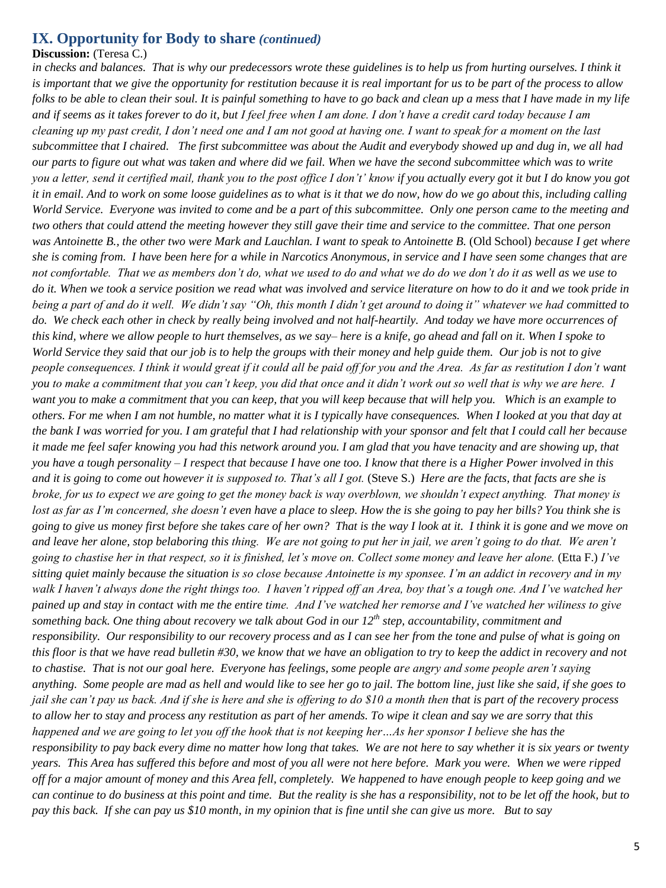## IX. Opportunity for Body to share *(continued)*

**Discussion:** (Teresa C.)

*in checks and balances. That is why our predecessors wrote these guidelines is to help us from hurting ourselves. I think it is important that we give the opportunity for restitution because it is real important for us to be part of the process to allow folks to be able to clean their soul. It is painful something to have to go back and clean up a mess that I have made in my life and if seems as it takes forever to do it, but I feel free when I am done. I don't have a credit card today because I am cleaning up my past credit, I don't need one and I am not good at having one. I want to speak for a moment on the last subcommittee that I chaired. The first subcommittee was about the Audit and everybody showed up and dug in, we all had our parts to figure out what was taken and where did we fail. When we have the second subcommittee which was to write you a letter, send it certified mail, thank you to the post office I don't' know if you actually every got it but I do know you got it in email. And to work on some loose guidelines as to what is it that we do now, how do we go about this, including calling World Service. Everyone was invited to come and be a part of this subcommittee. Only one person came to the meeting and two others that could attend the meeting however they still gave their time and service to the committee. That one person was Antoinette B., the other two were Mark and Lauchlan. I want to speak to Antoinette B.* (Old School) *because I get where she is coming from. I have been here for a while in Narcotics Anonymous, in service and I have seen some changes that are not comfortable. That we as members don't do, what we used to do and what we do do we don't do it as well as we use to do it. When we took a service position we read what was involved and service literature on how to do it and we took pride in being a part of and do it well. We didn't say "Oh, this month I didn't get around to doing it" whatever we had committed to do. We check each other in check by really being involved and not half-heartily. And today we have more occurrences of this kind, where we allow people to hurt themselves, as we say– here is a knife, go ahead and fall on it. When I spoke to World Service they said that our job is to help the groups with their money and help guide them. Our job is not to give people consequences. I think it would great if it could all be paid off for you and the Area. As far as restitution I don't want you to make a commitment that you can't keep, you did that once and it didn't work out so well that is why we are here. I want you to make a commitment that you can keep, that you will keep because that will help you. Which is an example to others. For me when I am not humble, no matter what it is I typically have consequences. When I looked at you that day at the bank I was worried for you. I am grateful that I had relationship with your sponsor and felt that I could call her because it made me feel safer knowing you had this network around you. I am glad that you have tenacity and are showing up, that you have a tough personality – I respect that because I have one too. I know that there is a Higher Power involved in this and it is going to come out however it is supposed to. That's all I got.* (Steve S.) *Here are the facts, that facts are she is broke, for us to expect we are going to get the money back is way overblown, we shouldn't expect anything. That money is lost as far as I'm concerned, she doesn't even have a place to sleep. How the is she going to pay her bills? You think she is going to give us money first before she takes care of her own? That is the way I look at it. I think it is gone and we move on and leave her alone, stop belaboring this thing. We are not going to put her in jail, we aren't going to do that. We aren't going to chastise her in that respect, so it is finished, let's move on. Collect some money and leave her alone.* (Etta F.) *I've sitting quiet mainly because the situation is so close because Antoinette is my sponsee. I'm an addict in recovery and in my walk I haven't always done the right things too. I haven't ripped off an Area, boy that's a tough one. And I've watched her pained up and stay in contact with me the entire time. And I've watched her remorse and I've watched her wiliness to give something back. One thing about recovery we talk about God in our 12th step, accountability, commitment and responsibility. Our responsibility to our recovery process and as I can see her from the tone and pulse of what is going on this floor is that we have read bulletin #30, we know that we have an obligation to try to keep the addict in recovery and not to chastise. That is not our goal here. Everyone has feelings, some people are angry and some people aren't saying anything. Some people are mad as hell and would like to see her go to jail. The bottom line, just like she said, if she goes to jail she can't pay us back. And if she is here and she is offering to do $10 a month then that is part of the recovery process to allow her to stay and process any restitution as part of her amends. To wipe it clean and say we are sorry that this happened and we are going to let you off the hook that is not keeping her…As her sponsor I believe she has the responsibility to pay back every dime no matter how long that takes. We are not here to say whether it is six years or twenty years. This Area has suffered this before and most of you all were not here before. Mark you were. When we were ripped off for a major amount of money and this Area fell, completely. We happened to have enough people to keep going and we can continue to do business at this point and time. But the reality is she has a responsibility, not to be let off the hook, but to pay this back. If she can pay us $10 month, in my opinion that is fine until she can give us more. But to say*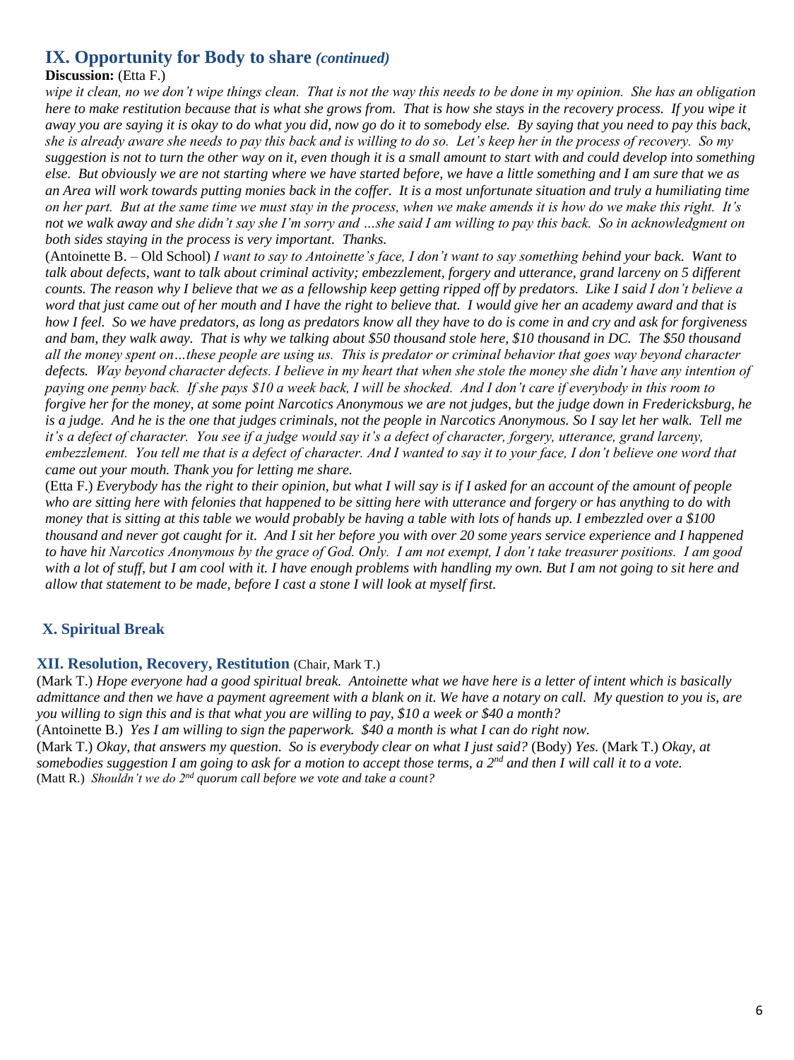## IX. Opportunity for Body to share *(continued)*

**Discussion:** (Etta F.)

*wipe it clean, no we don't wipe things clean. That is not the way this needs to be done in my opinion. She has an obligation here to make restitution because that is what she grows from. That is how she stays in the recovery process. If you wipe it away you are saying it is okay to do what you did, now go do it to somebody else. By saying that you need to pay this back, she is already aware she needs to pay this back and is willing to do so. Let's keep her in the process of recovery. So my suggestion is not to turn the other way on it, even though it is a small amount to start with and could develop into something else. But obviously we are not starting where we have started before, we have a little something and I am sure that we as an Area will work towards putting monies back in the coffer. It is a most unfortunate situation and truly a humiliating time on her part. But at the same time we must stay in the process, when we make amends it is how do we make this right. It's not we walk away and she didn't say she I'm sorry and …she said I am willing to pay this back. So in acknowledgment on both sides staying in the process is very important. Thanks.*

(Antoinette B. – Old School) *I want to say to Antoinette's face, I don't want to say something behind your back. Want to talk about defects, want to talk about criminal activity; embezzlement, forgery and utterance, grand larceny on 5 different counts. The reason why I believe that we as a fellowship keep getting ripped off by predators. Like I said I don't believe a word that just came out of her mouth and I have the right to believe that. I would give her an academy award and that is how I feel. So we have predators, as long as predators know all they have to do is come in and cry and ask for forgiveness and bam, they walk away. That is why we talking about $50 thousand stole here, $10 thousand in DC. The $50 thousand all the money spent on…these people are using us. This is predator or criminal behavior that goes way beyond character defects. Way beyond character defects. I believe in my heart that when she stole the money she didn't have any intention of paying one penny back. If she pays $10 a week back, I will be shocked. And I don't care if everybody in this room to forgive her for the money, at some point Narcotics Anonymous we are not judges, but the judge down in Fredericksburg, he is a judge. And he is the one that judges criminals, not the people in Narcotics Anonymous. So I say let her walk. Tell me it's a defect of character. You see if a judge would say it's a defect of character, forgery, utterance, grand larceny, embezzlement. You tell me that is a defect of character. And I wanted to say it to your face, I don't believe one word that came out your mouth. Thank you for letting me share.*

(Etta F.) *Everybody has the right to their opinion, but what I will say is if I asked for an account of the amount of people who are sitting here with felonies that happened to be sitting here with utterance and forgery or has anything to do with money that is sitting at this table we would probably be having a table with lots of hands up. I embezzled over a $100 thousand and never got caught for it. And I sit her before you with over 20 some years service experience and I happened to have hit Narcotics Anonymous by the grace of God. Only. I am not exempt, I don't take treasurer positions. I am good with a lot of stuff, but I am cool with it. I have enough problems with handling my own. But I am not going to sit here and allow that statement to be made, before I cast a stone I will look at myself first.*

## X. Spiritual Break

## XII. Resolution, Recovery, Restitution (Chair, Mark T.)

(Mark T.) *Hope everyone had a good spiritual break. Antoinette what we have here is a letter of intent which is basically admittance and then we have a payment agreement with a blank on it. We have a notary on call. My question to you is, are you willing to sign this and is that what you are willing to pay, $10 a week or $40 a month?*

(Antoinette B.) *Yes I am willing to sign the paperwork. $40 a month is what I can do right now.*

(Mark T.) *Okay, that answers my question. So is everybody clear on what I just said?* (Body) *Yes.* (Mark T.) *Okay, at somebodies suggestion I am going to ask for a motion to accept those terms, a 2nd and then I will call it to a vote.*

(Matt R.) *Shouldn't we do 2nd quorum call before we vote and take a count?*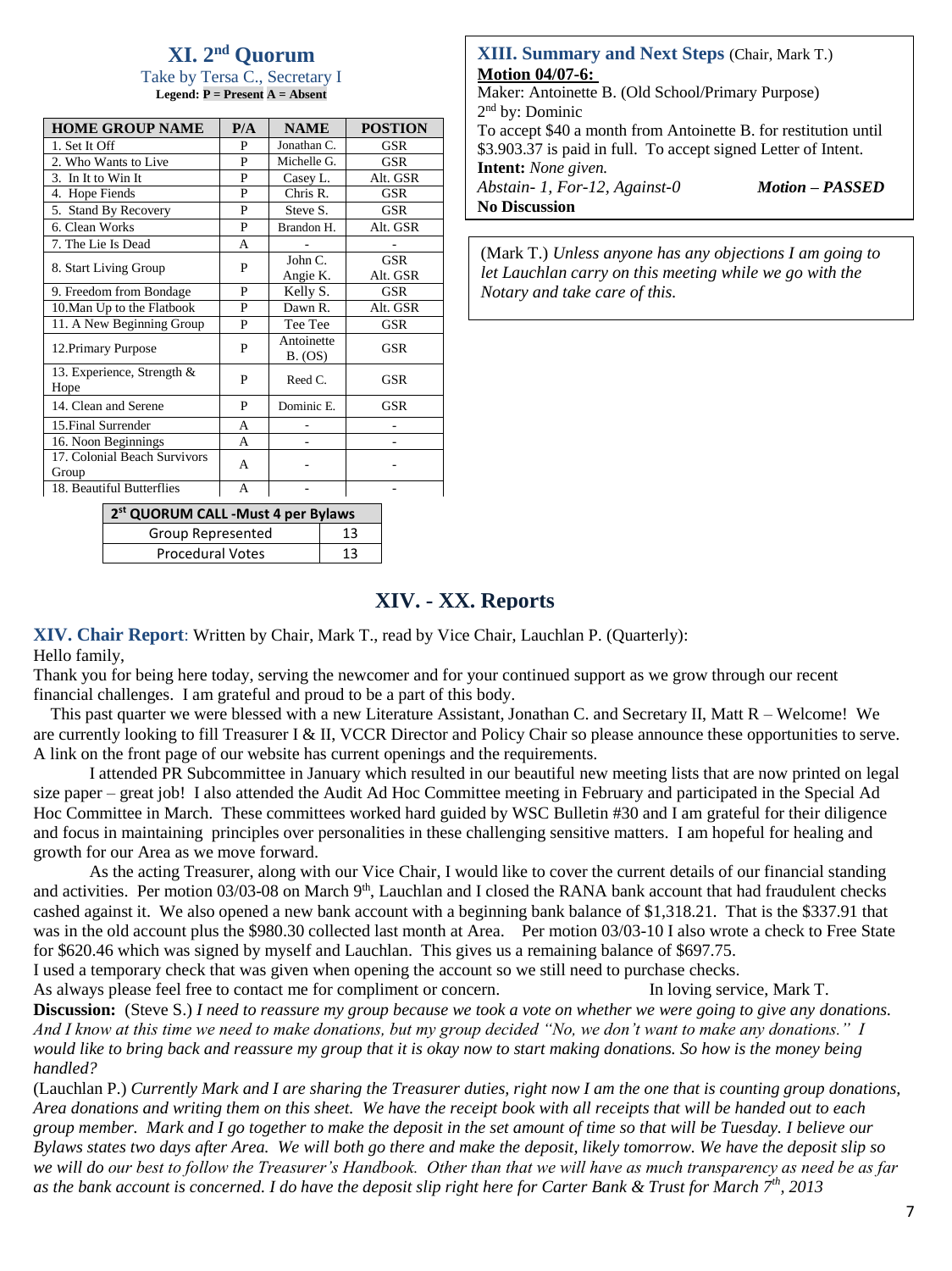## XI. 2nd Quorum

Take by Tersa C., Secretary I

**Legend: P = Present A = Absent**

| HOME GROUP NAME | P/A | NAME | POSTION |
|---|---|---|---|
| 1. Set It Off | P | Jonathan C. | GSR |
| 2. Who Wants to Live | P | Michelle G. | GSR |
| 3. In It to Win It | P | Casey L. | Alt. GSR |
| 4. Hope Fiends | P | Chris R. | GSR |
| 5. Stand By Recovery | P | Steve S. | GSR |
| 6. Clean Works | P | Brandon H. | Alt. GSR |
| 7. The Lie Is Dead | A | - | - |
| 8. Start Living Group | P | John C. Angie K. | GSR Alt. GSR |
| 9. Freedom from Bondage | P | Kelly S. | GSR |
| 10.Man Up to the Flatbook | P | Dawn R. | Alt. GSR |
| 11. A New Beginning Group | P | Tee Tee | GSR |
| 12.Primary Purpose | P | Antoinette B. (OS) | GSR |
| 13. Experience, Strength & Hope | P | Reed C. | GSR |
| 14. Clean and Serene | P | Dominic E. | GSR |
| 15.Final Surrender | A | - | - |
| 16. Noon Beginnings | A | - | - |
| 17. Colonial Beach Survivors Group | A | - | - |
| 18. Beautiful Butterflies | A | - | - |

| 2st QUORUM CALL -Must 4 per Bylaws | |
|---|---|
| Group Represented | 13 |
| Procedural Votes | 13 |

## XIII. Summary and Next Steps (Chair, Mark T.)

**Motion 04/07-6:**

Maker: Antoinette B. (Old School/Primary Purpose)

2nd by: Dominic

To accept $40 a month from Antoinette B. for restitution until $3.903.37 is paid in full. To accept signed Letter of Intent.

**Intent:** *None given.*

*Abstain- 1, For-12, Against-0* **Motion – PASSED**

**No Discussion**

(Mark T.) *Unless anyone has any objections I am going to let Lauchlan carry on this meeting while we go with the Notary and take care of this.*

# XIV. - XX. Reports

**XIV. Chair Report**: Written by Chair, Mark T., read by Vice Chair, Lauchlan P. (Quarterly):

Hello family,

Thank you for being here today, serving the newcomer and for your continued support as we grow through our recent financial challenges. I am grateful and proud to be a part of this body.

This past quarter we were blessed with a new Literature Assistant, Jonathan C. and Secretary II, Matt R – Welcome! We are currently looking to fill Treasurer I & II, VCCR Director and Policy Chair so please announce these opportunities to serve. A link on the front page of our website has current openings and the requirements.

I attended PR Subcommittee in January which resulted in our beautiful new meeting lists that are now printed on legal size paper – great job! I also attended the Audit Ad Hoc Committee meeting in February and participated in the Special Ad Hoc Committee in March. These committees worked hard guided by WSC Bulletin #30 and I am grateful for their diligence and focus in maintaining principles over personalities in these challenging sensitive matters. I am hopeful for healing and growth for our Area as we move forward.

As the acting Treasurer, along with our Vice Chair, I would like to cover the current details of our financial standing and activities. Per motion 03/03-08 on March 9th, Lauchlan and I closed the RANA bank account that had fraudulent checks cashed against it. We also opened a new bank account with a beginning bank balance of $1,318.21. That is the $337.91 that was in the old account plus the $980.30 collected last month at Area. Per motion 03/03-10 I also wrote a check to Free State for $620.46 which was signed by myself and Lauchlan. This gives us a remaining balance of $697.75.

I used a temporary check that was given when opening the account so we still need to purchase checks.

As always please feel free to contact me for compliment or concern. In loving service, Mark T.

**Discussion:** (Steve S.) *I need to reassure my group because we took a vote on whether we were going to give any donations. And I know at this time we need to make donations, but my group decided "No, we don't want to make any donations." I would like to bring back and reassure my group that it is okay now to start making donations. So how is the money being handled?*

(Lauchlan P.) *Currently Mark and I are sharing the Treasurer duties, right now I am the one that is counting group donations, Area donations and writing them on this sheet. We have the receipt book with all receipts that will be handed out to each group member. Mark and I go together to make the deposit in the set amount of time so that will be Tuesday. I believe our Bylaws states two days after Area. We will both go there and make the deposit, likely tomorrow. We have the deposit slip so we will do our best to follow the Treasurer's Handbook. Other than that we will have as much transparency as need be as far as the bank account is concerned. I do have the deposit slip right here for Carter Bank & Trust for March 7th, 2013*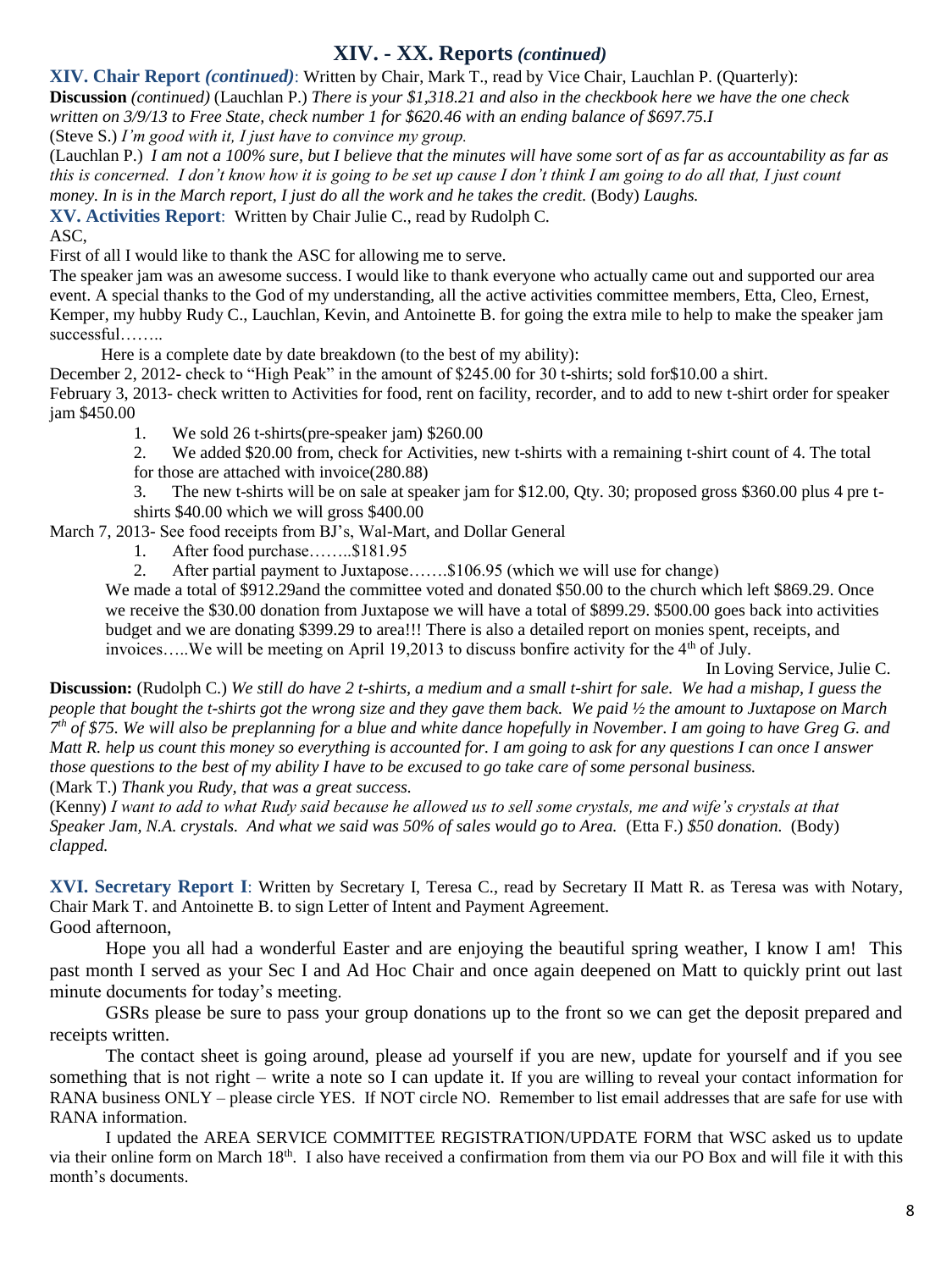## XIV. - XX. Reports *(continued)*

**XIV. Chair Report *(continued)***: Written by Chair, Mark T., read by Vice Chair, Lauchlan P. (Quarterly):

**Discussion** *(continued)* (Lauchlan P.) *There is your $1,318.21 and also in the checkbook here we have the one check written on 3/9/13 to Free State, check number 1 for $620.46 with an ending balance of $697.75.I*

(Steve S.) *I'm good with it, I just have to convince my group.*

(Lauchlan P.) *I am not a 100% sure, but I believe that the minutes will have some sort of as far as accountability as far as this is concerned. I don't know how it is going to be set up cause I don't think I am going to do all that, I just count money. In is in the March report, I just do all the work and he takes the credit.* (Body) *Laughs.*

**XV. Activities Report**: Written by Chair Julie C., read by Rudolph C.

ASC,

First of all I would like to thank the ASC for allowing me to serve.

The speaker jam was an awesome success. I would like to thank everyone who actually came out and supported our area event. A special thanks to the God of my understanding, all the active activities committee members, Etta, Cleo, Ernest, Kemper, my hubby Rudy C., Lauchlan, Kevin, and Antoinette B. for going the extra mile to help to make the speaker jam successful……..

Here is a complete date by date breakdown (to the best of my ability):

December 2, 2012- check to "High Peak" in the amount of $245.00 for 30 t-shirts; sold for$10.00 a shirt.

February 3, 2013- check written to Activities for food, rent on facility, recorder, and to add to new t-shirt order for speaker jam $450.00

1. We sold 26 t-shirts(pre-speaker jam) $260.00
2. We added $20.00 from, check for Activities, new t-shirts with a remaining t-shirt count of 4. The total for those are attached with invoice(280.88)
3. The new t-shirts will be on sale at speaker jam for $12.00, Qty. 30; proposed gross $360.00 plus 4 pre t-shirts $40.00 which we will gross $400.00

March 7, 2013- See food receipts from BJ's, Wal-Mart, and Dollar General

1. After food purchase……..$181.95
2. After partial payment to Juxtapose…….$106.95 (which we will use for change)

We made a total of $912.29and the committee voted and donated $50.00 to the church which left $869.29. Once we receive the $30.00 donation from Juxtapose we will have a total of $899.29. $500.00 goes back into activities budget and we are donating $399.29 to area!!! There is also a detailed report on monies spent, receipts, and invoices…..We will be meeting on April 19,2013 to discuss bonfire activity for the 4th of July.

In Loving Service, Julie C.

**Discussion:** (Rudolph C.) *We still do have 2 t-shirts, a medium and a small t-shirt for sale. We had a mishap, I guess the people that bought the t-shirts got the wrong size and they gave them back. We paid ½ the amount to Juxtapose on March 7th of $75. We will also be preplanning for a blue and white dance hopefully in November. I am going to have Greg G. and Matt R. help us count this money so everything is accounted for. I am going to ask for any questions I can once I answer those questions to the best of my ability I have to be excused to go take care of some personal business.*

(Mark T.) *Thank you Rudy, that was a great success.*

(Kenny) *I want to add to what Rudy said because he allowed us to sell some crystals, me and wife's crystals at that Speaker Jam, N.A. crystals. And what we said was 50% of sales would go to Area.* (Etta F.) *$50 donation.* (Body) *clapped.*

**XVI. Secretary Report I**: Written by Secretary I, Teresa C., read by Secretary II Matt R. as Teresa was with Notary, Chair Mark T. and Antoinette B. to sign Letter of Intent and Payment Agreement.

Good afternoon,

Hope you all had a wonderful Easter and are enjoying the beautiful spring weather, I know I am! This past month I served as your Sec I and Ad Hoc Chair and once again deepened on Matt to quickly print out last minute documents for today's meeting.

GSRs please be sure to pass your group donations up to the front so we can get the deposit prepared and receipts written.

The contact sheet is going around, please ad yourself if you are new, update for yourself and if you see something that is not right – write a note so I can update it. If you are willing to reveal your contact information for RANA business ONLY – please circle YES. If NOT circle NO. Remember to list email addresses that are safe for use with RANA information.

I updated the AREA SERVICE COMMITTEE REGISTRATION/UPDATE FORM that WSC asked us to update via their online form on March 18th. I also have received a confirmation from them via our PO Box and will file it with this month's documents.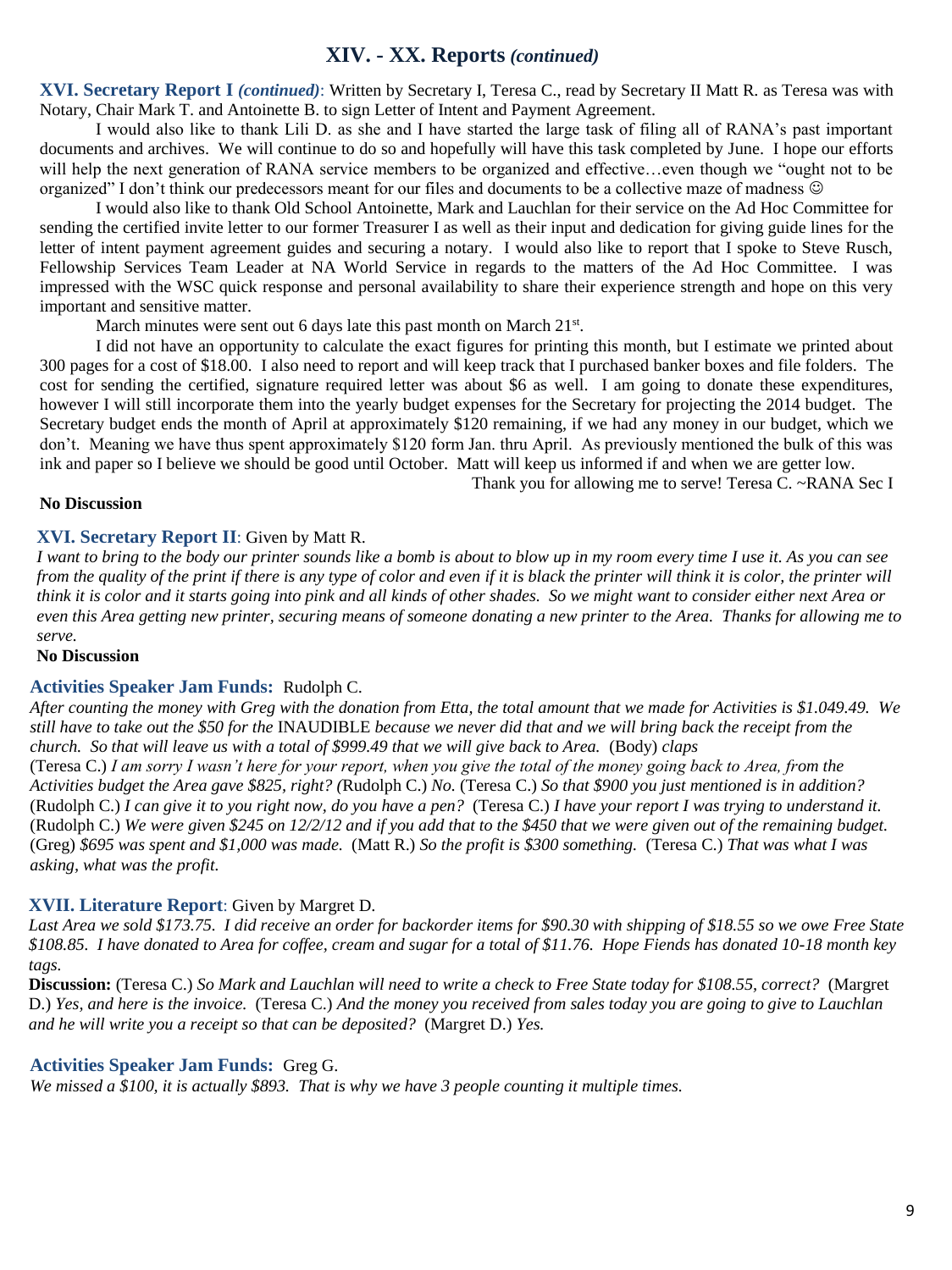# XIV. - XX. Reports *(continued)*

**XVI. Secretary Report I** ***(continued)***: Written by Secretary I, Teresa C., read by Secretary II Matt R. as Teresa was with Notary, Chair Mark T. and Antoinette B. to sign Letter of Intent and Payment Agreement.

I would also like to thank Lili D. as she and I have started the large task of filing all of RANA's past important documents and archives. We will continue to do so and hopefully will have this task completed by June. I hope our efforts will help the next generation of RANA service members to be organized and effective…even though we "ought not to be organized" I don't think our predecessors meant for our files and documents to be a collective maze of madness ☺

I would also like to thank Old School Antoinette, Mark and Lauchlan for their service on the Ad Hoc Committee for sending the certified invite letter to our former Treasurer I as well as their input and dedication for giving guide lines for the letter of intent payment agreement guides and securing a notary. I would also like to report that I spoke to Steve Rusch, Fellowship Services Team Leader at NA World Service in regards to the matters of the Ad Hoc Committee. I was impressed with the WSC quick response and personal availability to share their experience strength and hope on this very important and sensitive matter.

March minutes were sent out 6 days late this past month on March 21st.

I did not have an opportunity to calculate the exact figures for printing this month, but I estimate we printed about 300 pages for a cost of $18.00. I also need to report and will keep track that I purchased banker boxes and file folders. The cost for sending the certified, signature required letter was about $6 as well. I am going to donate these expenditures, however I will still incorporate them into the yearly budget expenses for the Secretary for projecting the 2014 budget. The Secretary budget ends the month of April at approximately $120 remaining, if we had any money in our budget, which we don't. Meaning we have thus spent approximately $120 form Jan. thru April. As previously mentioned the bulk of this was ink and paper so I believe we should be good until October. Matt will keep us informed if and when we are getter low.

Thank you for allowing me to serve! Teresa C. ~RANA Sec I

**No Discussion**

**XVI. Secretary Report II**: Given by Matt R.

*I want to bring to the body our printer sounds like a bomb is about to blow up in my room every time I use it. As you can see from the quality of the print if there is any type of color and even if it is black the printer will think it is color, the printer will think it is color and it starts going into pink and all kinds of other shades. So we might want to consider either next Area or even this Area getting new printer, securing means of someone donating a new printer to the Area. Thanks for allowing me to serve.*

**No Discussion**

**Activities Speaker Jam Funds:** Rudolph C.

*After counting the money with Greg with the donation from Etta, the total amount that we made for Activities is $1.049.49. We still have to take out the $50 for the* INAUDIBLE *because we never did that and we will bring back the receipt from the church. So that will leave us with a total of $999.49 that we will give back to Area.* (Body) *claps*

(Teresa C.) *I am sorry I wasn't here for your report, when you give the total of the money going back to Area, from the Activities budget the Area gave $825, right? (*Rudolph C.) *No.* (Teresa C.) *So that $900 you just mentioned is in addition?* (Rudolph C.) *I can give it to you right now, do you have a pen?* (Teresa C.) *I have your report I was trying to understand it.* (Rudolph C.) *We were given $245 on 12/2/12 and if you add that to the $450 that we were given out of the remaining budget.* (Greg) *$695 was spent and $1,000 was made.* (Matt R.) *So the profit is $300 something.* (Teresa C.) *That was what I was asking, what was the profit.*

**XVII. Literature Report**: Given by Margret D.

*Last Area we sold $173.75. I did receive an order for backorder items for $90.30 with shipping of $18.55 so we owe Free State $108.85. I have donated to Area for coffee, cream and sugar for a total of $11.76. Hope Fiends has donated 10-18 month key tags.*

**Discussion:** (Teresa C.) *So Mark and Lauchlan will need to write a check to Free State today for $108.55, correct?* (Margret D.) *Yes, and here is the invoice.* (Teresa C.) *And the money you received from sales today you are going to give to Lauchlan and he will write you a receipt so that can be deposited?* (Margret D.) *Yes.*

**Activities Speaker Jam Funds:** Greg G.

*We missed a $100, it is actually $893. That is why we have 3 people counting it multiple times.*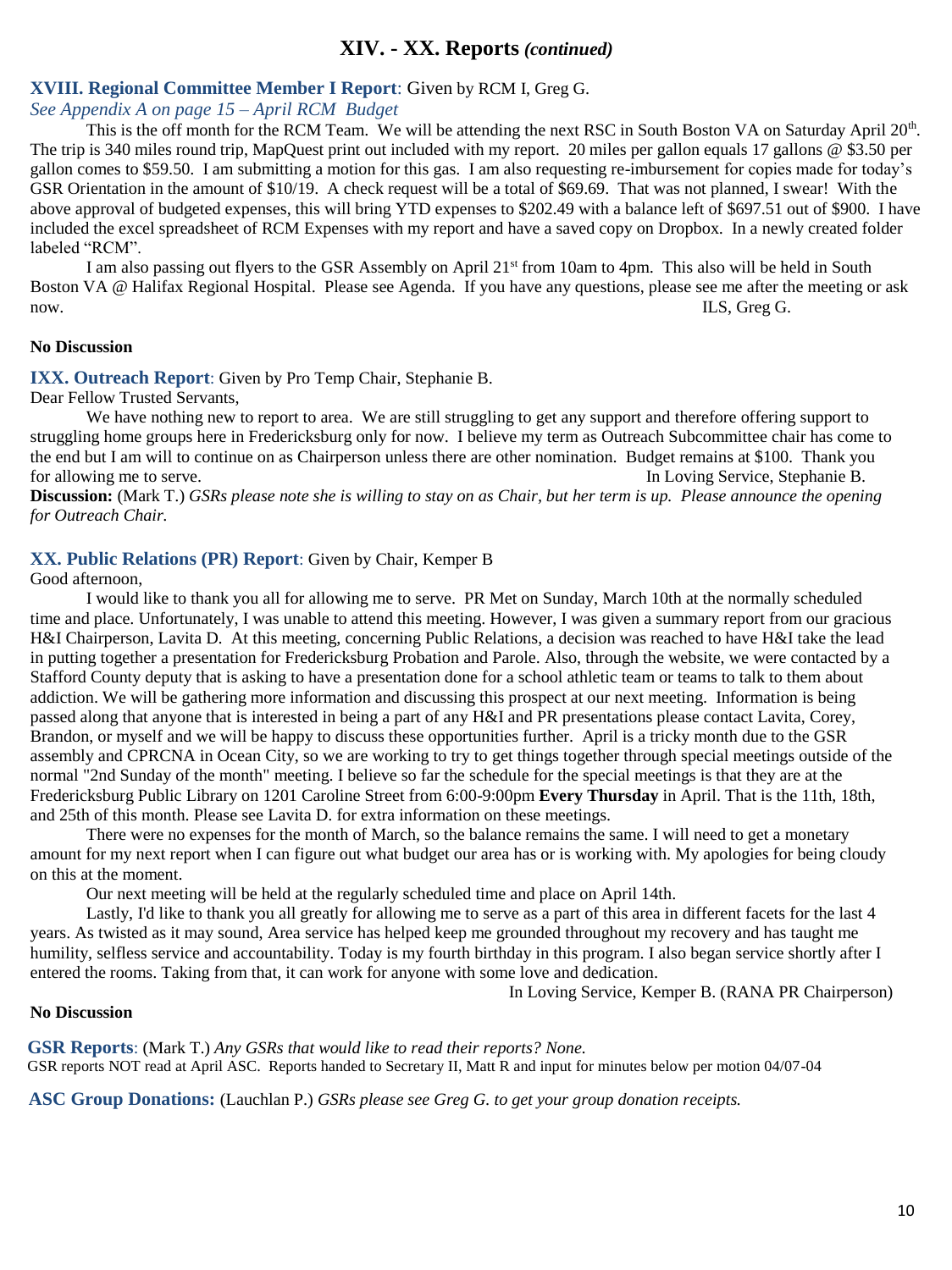## XIV. - XX. Reports *(continued)*

### XVIII. Regional Committee Member I Report: Given by RCM I, Greg G.

*See Appendix A on page 15 – April RCM Budget*

This is the off month for the RCM Team. We will be attending the next RSC in South Boston VA on Saturday April 20th. The trip is 340 miles round trip, MapQuest print out included with my report. 20 miles per gallon equals 17 gallons @ $3.50 per gallon comes to $59.50. I am submitting a motion for this gas. I am also requesting re-imbursement for copies made for today's GSR Orientation in the amount of $10/19. A check request will be a total of $69.69. That was not planned, I swear! With the above approval of budgeted expenses, this will bring YTD expenses to $202.49 with a balance left of $697.51 out of $900. I have included the excel spreadsheet of RCM Expenses with my report and have a saved copy on Dropbox. In a newly created folder labeled "RCM".

I am also passing out flyers to the GSR Assembly on April 21st from 10am to 4pm. This also will be held in South Boston VA @ Halifax Regional Hospital. Please see Agenda. If you have any questions, please see me after the meeting or ask now.

ILS, Greg G.

**No Discussion**

### IXX. Outreach Report: Given by Pro Temp Chair, Stephanie B.

Dear Fellow Trusted Servants,

We have nothing new to report to area. We are still struggling to get any support and therefore offering support to struggling home groups here in Fredericksburg only for now. I believe my term as Outreach Subcommittee chair has come to the end but I am will to continue on as Chairperson unless there are other nomination. Budget remains at $100. Thank you for allowing me to serve.

In Loving Service, Stephanie B.

**Discussion:** (Mark T.) *GSRs please note she is willing to stay on as Chair, but her term is up. Please announce the opening for Outreach Chair.*

### XX. Public Relations (PR) Report: Given by Chair, Kemper B

Good afternoon,

I would like to thank you all for allowing me to serve. PR Met on Sunday, March 10th at the normally scheduled time and place. Unfortunately, I was unable to attend this meeting. However, I was given a summary report from our gracious H&I Chairperson, Lavita D. At this meeting, concerning Public Relations, a decision was reached to have H&I take the lead in putting together a presentation for Fredericksburg Probation and Parole. Also, through the website, we were contacted by a Stafford County deputy that is asking to have a presentation done for a school athletic team or teams to talk to them about addiction. We will be gathering more information and discussing this prospect at our next meeting. Information is being passed along that anyone that is interested in being a part of any H&I and PR presentations please contact Lavita, Corey, Brandon, or myself and we will be happy to discuss these opportunities further. April is a tricky month due to the GSR assembly and CPRCNA in Ocean City, so we are working to try to get things together through special meetings outside of the normal "2nd Sunday of the month" meeting. I believe so far the schedule for the special meetings is that they are at the Fredericksburg Public Library on 1201 Caroline Street from 6:00-9:00pm **Every Thursday** in April. That is the 11th, 18th, and 25th of this month. Please see Lavita D. for extra information on these meetings.

There were no expenses for the month of March, so the balance remains the same. I will need to get a monetary amount for my next report when I can figure out what budget our area has or is working with. My apologies for being cloudy on this at the moment.

Our next meeting will be held at the regularly scheduled time and place on April 14th.

Lastly, I'd like to thank you all greatly for allowing me to serve as a part of this area in different facets for the last 4 years. As twisted as it may sound, Area service has helped keep me grounded throughout my recovery and has taught me humility, selfless service and accountability. Today is my fourth birthday in this program. I also began service shortly after I entered the rooms. Taking from that, it can work for anyone with some love and dedication.

In Loving Service, Kemper B. (RANA PR Chairperson)

**No Discussion**

**GSR Reports**: (Mark T.) *Any GSRs that would like to read their reports? None.*
GSR reports NOT read at April ASC. Reports handed to Secretary II, Matt R and input for minutes below per motion 04/07-04

**ASC Group Donations:** (Lauchlan P.) *GSRs please see Greg G. to get your group donation receipts.*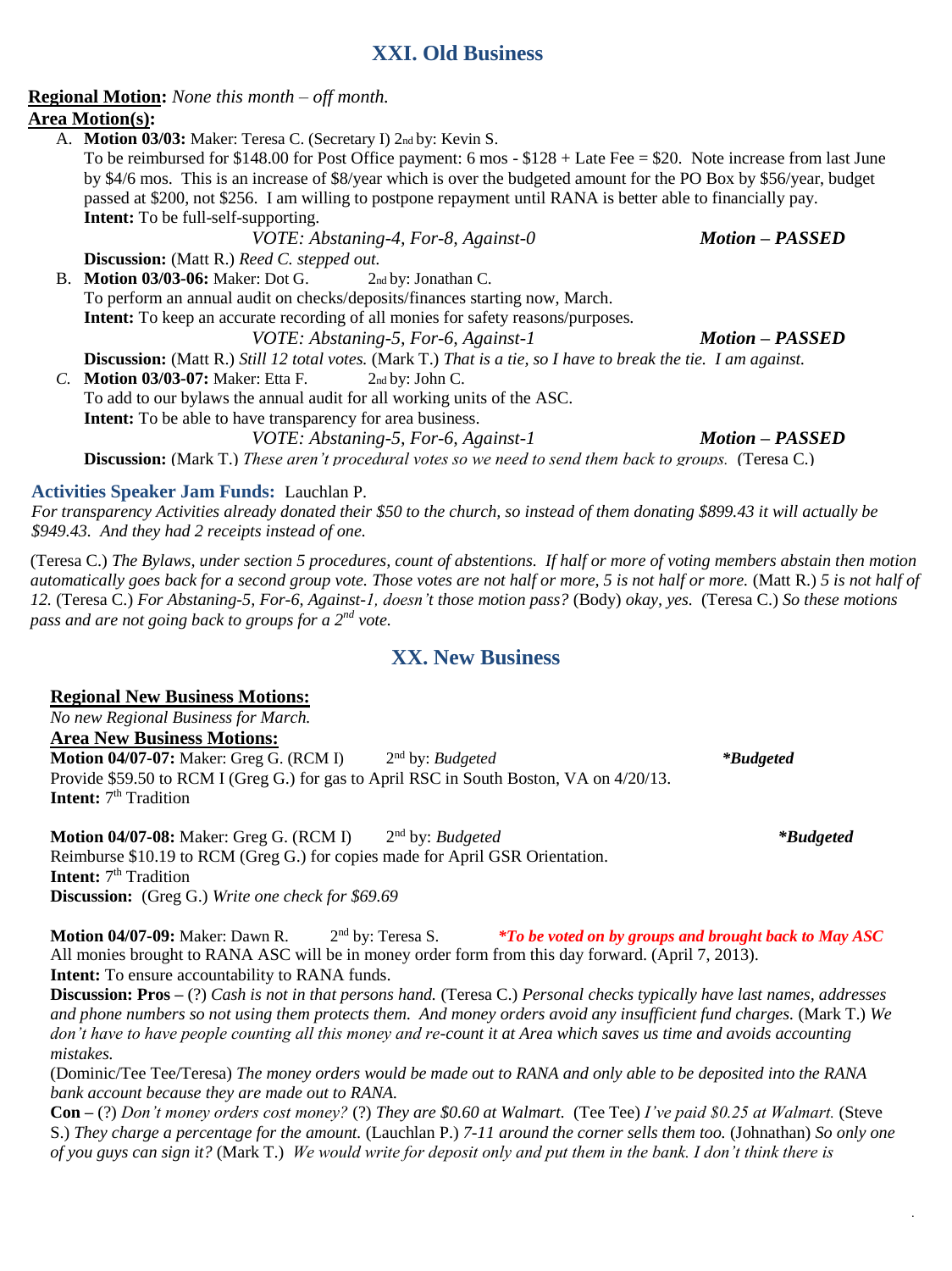## XXI. Old Business

**Regional Motion:** *None this month – off month.*

**Area Motion(s):**

A. **Motion 03/03:** Maker: Teresa C. (Secretary I) 2nd by: Kevin S.
To be reimbursed for $148.00 for Post Office payment: 6 mos - $128 + Late Fee = $20. Note increase from last June by $4/6 mos. This is an increase of $8/year which is over the budgeted amount for the PO Box by $56/year, budget passed at $200, not $256. I am willing to postpone repayment until RANA is better able to financially pay.
**Intent:** To be full-self-supporting.
*VOTE: Abstaning-4, For-8, Against-0* ***Motion – PASSED***
**Discussion:** (Matt R.) *Reed C. stepped out.*

B. **Motion 03/03-06:** Maker: Dot G. 2nd by: Jonathan C.
To perform an annual audit on checks/deposits/finances starting now, March.
**Intent:** To keep an accurate recording of all monies for safety reasons/purposes.
*VOTE: Abstaning-5, For-6, Against-1* ***Motion – PASSED***
**Discussion:** (Matt R.) *Still 12 total votes.* (Mark T.) *That is a tie, so I have to break the tie. I am against.*

*C.* **Motion 03/03-07:** Maker: Etta F. 2nd by: John C.
To add to our bylaws the annual audit for all working units of the ASC.
**Intent:** To be able to have transparency for area business.
*VOTE: Abstaning-5, For-6, Against-1* ***Motion – PASSED***
**Discussion:** (Mark T.) *These aren't procedural votes so we need to send them back to groups.* (Teresa C.)

**Activities Speaker Jam Funds:** Lauchlan P.
*For transparency Activities already donated their $50 to the church, so instead of them donating $899.43 it will actually be $949.43. And they had 2 receipts instead of one.*

(Teresa C.) *The Bylaws, under section 5 procedures, count of abstentions. If half or more of voting members abstain then motion automatically goes back for a second group vote. Those votes are not half or more, 5 is not half or more.* (Matt R.) *5 is not half of 12.* (Teresa C.) *For Abstaning-5, For-6, Against-1, doesn't those motion pass?* (Body) *okay, yes.* (Teresa C.) *So these motions pass and are not going back to groups for a 2nd vote.*

## XX. New Business

**Regional New Business Motions:**
*No new Regional Business for March.*

**Area New Business Motions:**

**Motion 04/07-07:** Maker: Greg G. (RCM I) 2nd by: *Budgeted* ***Budgeted**
Provide $59.50 to RCM I (Greg G.) for gas to April RSC in South Boston, VA on 4/20/13.
**Intent:** 7th Tradition

**Motion 04/07-08:** Maker: Greg G. (RCM I) 2nd by: *Budgeted* ***Budgeted**
Reimburse $10.19 to RCM (Greg G.) for copies made for April GSR Orientation.
**Intent:** 7th Tradition
**Discussion:** (Greg G.) *Write one check for $69.69*

**Motion 04/07-09:** Maker: Dawn R. 2nd by: Teresa S. ***To be voted on by groups and brought back to May ASC**
All monies brought to RANA ASC will be in money order form from this day forward. (April 7, 2013).
**Intent:** To ensure accountability to RANA funds.
**Discussion: Pros –** (?) *Cash is not in that persons hand.* (Teresa C.) *Personal checks typically have last names, addresses and phone numbers so not using them protects them. And money orders avoid any insufficient fund charges.* (Mark T.) *We don't have to have people counting all this money and re-count it at Area which saves us time and avoids accounting mistakes.*
(Dominic/Tee Tee/Teresa) *The money orders would be made out to RANA and only able to be deposited into the RANA bank account because they are made out to RANA.*
**Con –** (?) *Don't money orders cost money?* (?) *They are $0.60 at Walmart.* (Tee Tee) *I've paid $0.25 at Walmart.* (Steve S.) *They charge a percentage for the amount.* (Lauchlan P.) *7-11 around the corner sells them too.* (Johnathan) *So only one of you guys can sign it?* (Mark T.) *We would write for deposit only and put them in the bank. I don't think there is*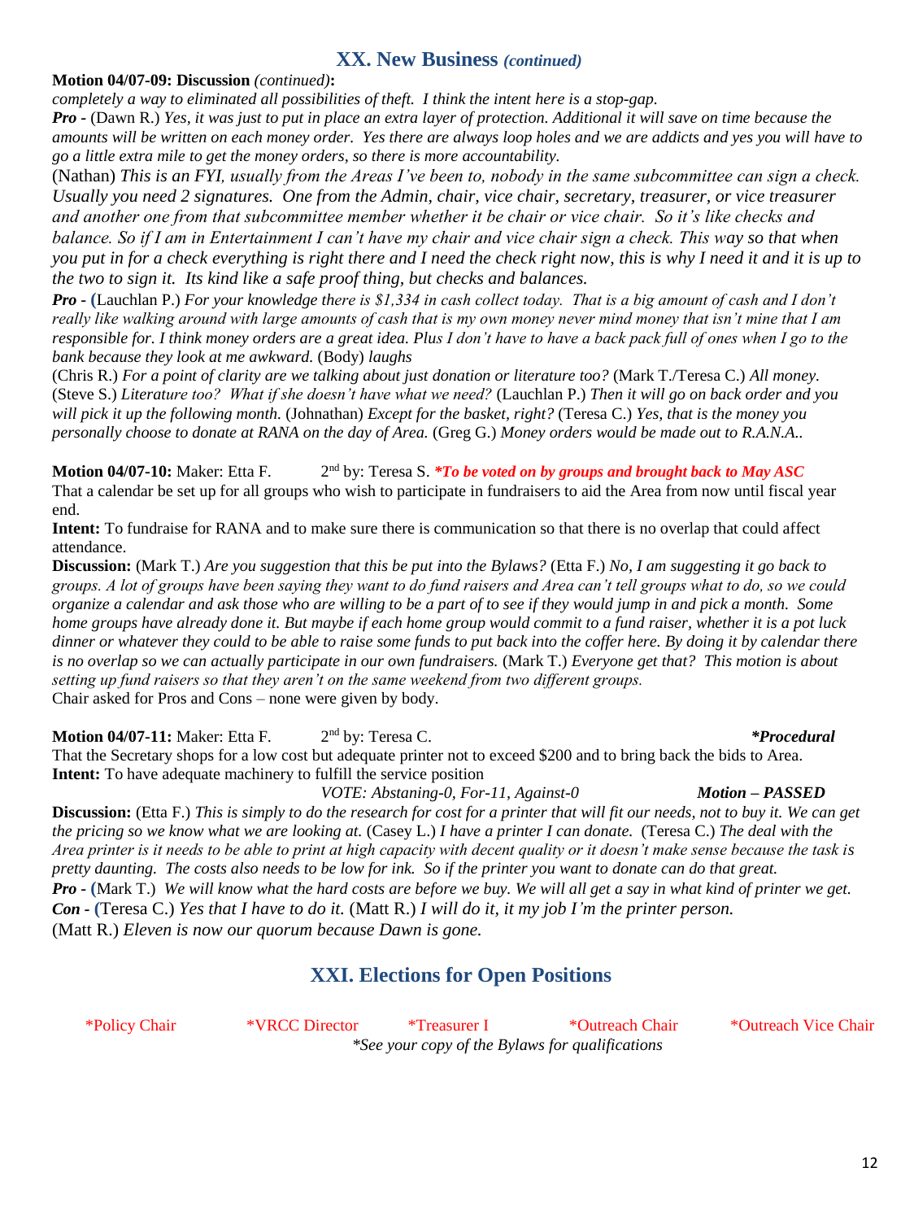## XX. New Business *(continued)*

**Motion 04/07-09: Discussion** *(continued)***:**
*completely a way to eliminated all possibilities of theft. I think the intent here is a stop-gap.*
***Pro*** **-** (Dawn R.) *Yes, it was just to put in place an extra layer of protection. Additional it will save on time because the amounts will be written on each money order. Yes there are always loop holes and we are addicts and yes you will have to go a little extra mile to get the money orders, so there is more accountability.*
(Nathan) *This is an FYI, usually from the Areas I've been to, nobody in the same subcommittee can sign a check. Usually you need 2 signatures. One from the Admin, chair, vice chair, secretary, treasurer, or vice treasurer and another one from that subcommittee member whether it be chair or vice chair. So it's like checks and balance. So if I am in Entertainment I can't have my chair and vice chair sign a check. This way so that when you put in for a check everything is right there and I need the check right now, this is why I need it and it is up to the two to sign it. Its kind like a safe proof thing, but checks and balances.*
***Pro*** **-** (Lauchlan P.) *For your knowledge there is $1,334 in cash collect today. That is a big amount of cash and I don't really like walking around with large amounts of cash that is my own money never mind money that isn't mine that I am responsible for. I think money orders are a great idea. Plus I don't have to have a back pack full of ones when I go to the bank because they look at me awkward.* (Body) *laughs*
(Chris R.) *For a point of clarity are we talking about just donation or literature too?* (Mark T./Teresa C.) *All money.* (Steve S.) *Literature too? What if she doesn't have what we need?* (Lauchlan P.) *Then it will go on back order and you will pick it up the following month.* (Johnathan) *Except for the basket, right?* (Teresa C.) *Yes, that is the money you personally choose to donate at RANA on the day of Area.* (Greg G.) *Money orders would be made out to R.A.N.A..*

**Motion 04/07-10:** Maker: Etta F. 2nd by: Teresa S. ***To be voted on by groups and brought back to May ASC***
That a calendar be set up for all groups who wish to participate in fundraisers to aid the Area from now until fiscal year end.
**Intent:** To fundraise for RANA and to make sure there is communication so that there is no overlap that could affect attendance.
**Discussion:** (Mark T.) *Are you suggestion that this be put into the Bylaws?* (Etta F.) *No, I am suggesting it go back to groups. A lot of groups have been saying they want to do fund raisers and Area can't tell groups what to do, so we could organize a calendar and ask those who are willing to be a part of to see if they would jump in and pick a month. Some home groups have already done it. But maybe if each home group would commit to a fund raiser, whether it is a pot luck dinner or whatever they could to be able to raise some funds to put back into the coffer here. By doing it by calendar there is no overlap so we can actually participate in our own fundraisers.* (Mark T.) *Everyone get that? This motion is about setting up fund raisers so that they aren't on the same weekend from two different groups.*
Chair asked for Pros and Cons – none were given by body.

**Motion 04/07-11:** Maker: Etta F. 2nd by: Teresa C. ***Procedural**
That the Secretary shops for a low cost but adequate printer not to exceed $200 and to bring back the bids to Area.
**Intent:** To have adequate machinery to fulfill the service position
*VOTE: Abstaning-0, For-11, Against-0* ***Motion – PASSED***
**Discussion:** (Etta F.) *This is simply to do the research for cost for a printer that will fit our needs, not to buy it. We can get the pricing so we know what we are looking at.* (Casey L.) *I have a printer I can donate.* (Teresa C.) *The deal with the Area printer is it needs to be able to print at high capacity with decent quality or it doesn't make sense because the task is pretty daunting. The costs also needs to be low for ink. So if the printer you want to donate can do that great.*
***Pro*** **-** (Mark T.) *We will know what the hard costs are before we buy. We will all get a say in what kind of printer we get.*
***Con*** **-** (Teresa C.) *Yes that I have to do it.* (Matt R.) *I will do it, it my job I'm the printer person.*
(Matt R.) *Eleven is now our quorum because Dawn is gone.*

## XXI. Elections for Open Positions

*Policy Chair *VRCC Director *Treasurer I *Outreach Chair *Outreach Vice Chair

**See your copy of the Bylaws for qualifications*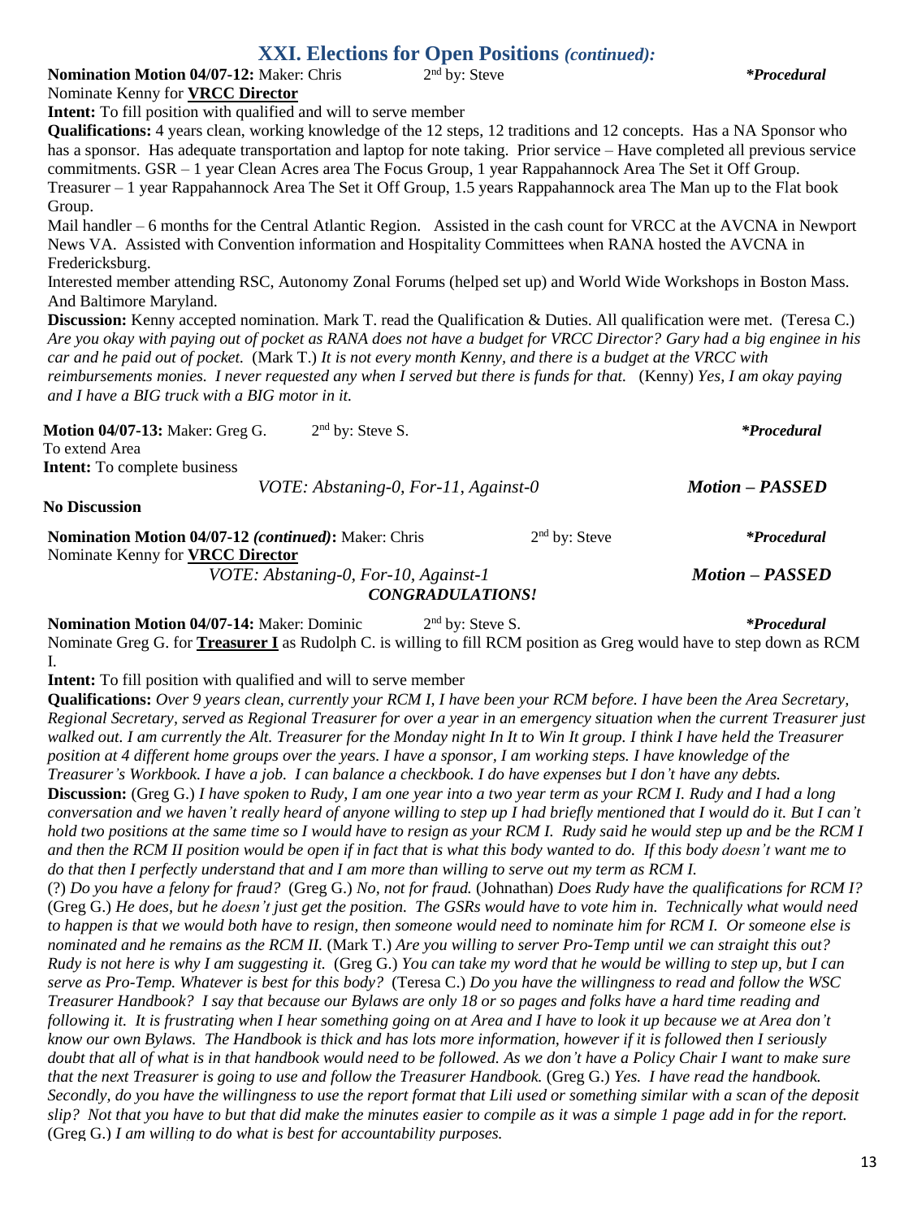## XXI. Elections for Open Positions *(continued):*

**Nomination Motion 04/07-12:** Maker: Chris 2nd by: Steve ***Procedural**

Nominate Kenny for **VRCC Director**

**Intent:** To fill position with qualified and will to serve member

**Qualifications:** 4 years clean, working knowledge of the 12 steps, 12 traditions and 12 concepts. Has a NA Sponsor who has a sponsor. Has adequate transportation and laptop for note taking. Prior service – Have completed all previous service commitments. GSR – 1 year Clean Acres area The Focus Group, 1 year Rappahannock Area The Set it Off Group. Treasurer – 1 year Rappahannock Area The Set it Off Group, 1.5 years Rappahannock area The Man up to the Flat book Group.

Mail handler – 6 months for the Central Atlantic Region. Assisted in the cash count for VRCC at the AVCNA in Newport News VA. Assisted with Convention information and Hospitality Committees when RANA hosted the AVCNA in Fredericksburg.

Interested member attending RSC, Autonomy Zonal Forums (helped set up) and World Wide Workshops in Boston Mass. And Baltimore Maryland.

**Discussion:** Kenny accepted nomination. Mark T. read the Qualification & Duties. All qualification were met. (Teresa C.) *Are you okay with paying out of pocket as RANA does not have a budget for VRCC Director? Gary had a big enginee in his car and he paid out of pocket.* (Mark T.) *It is not every month Kenny, and there is a budget at the VRCC with reimbursements monies. I never requested any when I served but there is funds for that.* (Kenny) *Yes, I am okay paying and I have a BIG truck with a BIG motor in it.*

**Motion 04/07-13:** Maker: Greg G. 2nd by: Steve S. ***Procedural**

To extend Area

**Intent:** To complete business

*VOTE: Abstaning-0, For-11, Against-0* ***Motion – PASSED***

**No Discussion**

**Nomination Motion 04/07-12 *(continued)*:** Maker: Chris 2nd by: Steve ***Procedural**

Nominate Kenny for **VRCC Director**

*VOTE: Abstaning-0, For-10, Against-1* ***Motion – PASSED***

***CONGRADULATIONS!***

**Nomination Motion 04/07-14:** Maker: Dominic 2nd by: Steve S. ***Procedural**

Nominate Greg G. for **Treasurer I** as Rudolph C. is willing to fill RCM position as Greg would have to step down as RCM I.

**Intent:** To fill position with qualified and will to serve member

**Qualifications:** *Over 9 years clean, currently your RCM I, I have been your RCM before. I have been the Area Secretary, Regional Secretary, served as Regional Treasurer for over a year in an emergency situation when the current Treasurer just walked out. I am currently the Alt. Treasurer for the Monday night In It to Win It group. I think I have held the Treasurer position at 4 different home groups over the years. I have a sponsor, I am working steps. I have knowledge of the Treasurer's Workbook. I have a job. I can balance a checkbook. I do have expenses but I don't have any debts.*

**Discussion:** (Greg G.) *I have spoken to Rudy, I am one year into a two year term as your RCM I. Rudy and I had a long conversation and we haven't really heard of anyone willing to step up I had briefly mentioned that I would do it. But I can't hold two positions at the same time so I would have to resign as your RCM I. Rudy said he would step up and be the RCM I and then the RCM II position would be open if in fact that is what this body wanted to do. If this body doesn't want me to do that then I perfectly understand that and I am more than willing to serve out my term as RCM I.*

(?) *Do you have a felony for fraud?* (Greg G.) *No, not for fraud.* (Johnathan) *Does Rudy have the qualifications for RCM I?* (Greg G.) *He does, but he doesn't just get the position. The GSRs would have to vote him in. Technically what would need to happen is that we would both have to resign, then someone would need to nominate him for RCM I. Or someone else is nominated and he remains as the RCM II.* (Mark T.) *Are you willing to server Pro-Temp until we can straight this out? Rudy is not here is why I am suggesting it.* (Greg G.) *You can take my word that he would be willing to step up, but I can serve as Pro-Temp. Whatever is best for this body?* (Teresa C.) *Do you have the willingness to read and follow the WSC Treasurer Handbook? I say that because our Bylaws are only 18 or so pages and folks have a hard time reading and following it. It is frustrating when I hear something going on at Area and I have to look it up because we at Area don't know our own Bylaws. The Handbook is thick and has lots more information, however if it is followed then I seriously doubt that all of what is in that handbook would need to be followed. As we don't have a Policy Chair I want to make sure that the next Treasurer is going to use and follow the Treasurer Handbook.* (Greg G.) *Yes. I have read the handbook. Secondly, do you have the willingness to use the report format that Lili used or something similar with a scan of the deposit slip? Not that you have to but that did make the minutes easier to compile as it was a simple 1 page add in for the report.* (Greg G.) *I am willing to do what is best for accountability purposes.*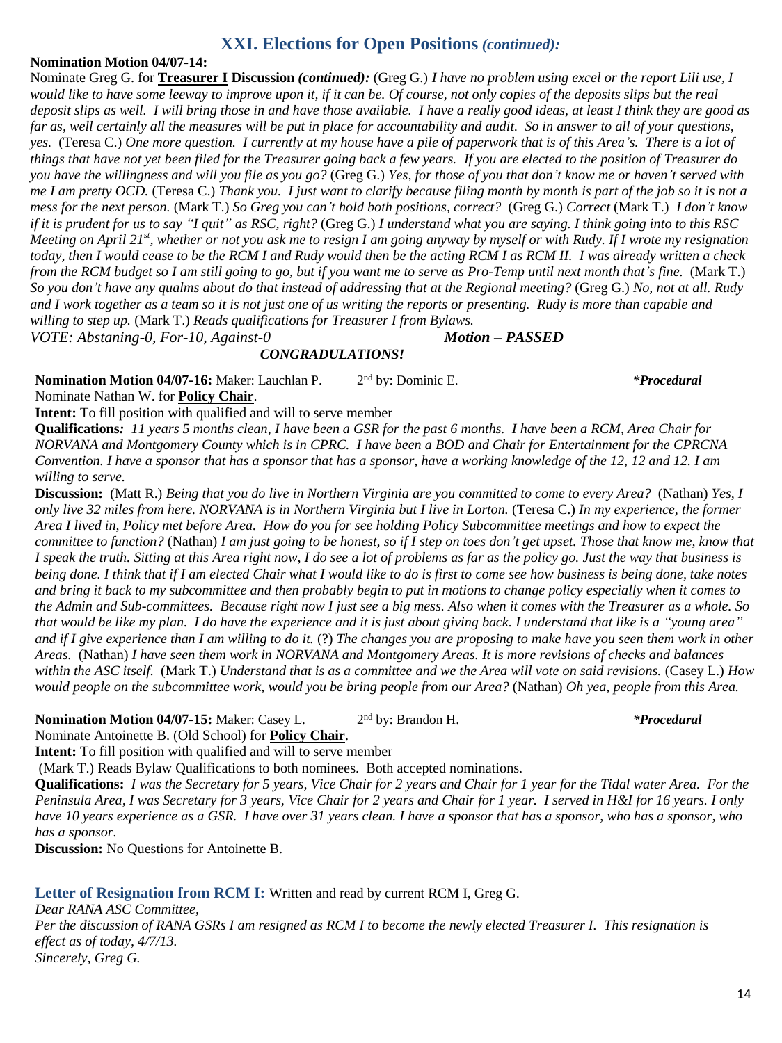## XXI. Elections for Open Positions *(continued):*

**Nomination Motion 04/07-14:**
Nominate Greg G. for **Treasurer I** **Discussion** ***(continued):*** (Greg G.) *I have no problem using excel or the report Lili use, I would like to have some leeway to improve upon it, if it can be. Of course, not only copies of the deposits slips but the real deposit slips as well. I will bring those in and have those available. I have a really good ideas, at least I think they are good as far as, well certainly all the measures will be put in place for accountability and audit. So in answer to all of your questions, yes.* (Teresa C.) *One more question. I currently at my house have a pile of paperwork that is of this Area's. There is a lot of things that have not yet been filed for the Treasurer going back a few years. If you are elected to the position of Treasurer do you have the willingness and will you file as you go?* (Greg G.) *Yes, for those of you that don't know me or haven't served with me I am pretty OCD.* (Teresa C.) *Thank you. I just want to clarify because filing month by month is part of the job so it is not a mess for the next person.* (Mark T.) *So Greg you can't hold both positions, correct?* (Greg G.) *Correct* (Mark T.) *I don't know if it is prudent for us to say "I quit" as RSC, right?* (Greg G.) *I understand what you are saying. I think going into to this RSC Meeting on April 21st, whether or not you ask me to resign I am going anyway by myself or with Rudy. If I wrote my resignation today, then I would cease to be the RCM I and Rudy would then be the acting RCM I as RCM II. I was already written a check from the RCM budget so I am still going to go, but if you want me to serve as Pro-Temp until next month that's fine.* (Mark T.) *So you don't have any qualms about do that instead of addressing that at the Regional meeting?* (Greg G.) *No, not at all. Rudy and I work together as a team so it is not just one of us writing the reports or presenting. Rudy is more than capable and willing to step up.* (Mark T.) *Reads qualifications for Treasurer I from Bylaws.*
*VOTE: Abstaning-0, For-10, Against-0* ***Motion – PASSED***

***CONGRADULATIONS!***

**Nomination Motion 04/07-16:** Maker: Lauchlan P. 2nd by: Dominic E. ***Procedural***
Nominate Nathan W. for **Policy Chair**.
**Intent:** To fill position with qualified and will to serve member
**Qualifications***: 11 years 5 months clean, I have been a GSR for the past 6 months. I have been a RCM, Area Chair for NORVANA and Montgomery County which is in CPRC. I have been a BOD and Chair for Entertainment for the CPRCNA Convention. I have a sponsor that has a sponsor that has a sponsor, have a working knowledge of the 12, 12 and 12. I am willing to serve.*
**Discussion:** (Matt R.) *Being that you do live in Northern Virginia are you committed to come to every Area?* (Nathan) *Yes, I only live 32 miles from here. NORVANA is in Northern Virginia but I live in Lorton.* (Teresa C.) *In my experience, the former Area I lived in, Policy met before Area. How do you for see holding Policy Subcommittee meetings and how to expect the committee to function?* (Nathan) *I am just going to be honest, so if I step on toes don't get upset. Those that know me, know that I speak the truth. Sitting at this Area right now, I do see a lot of problems as far as the policy go. Just the way that business is being done. I think that if I am elected Chair what I would like to do is first to come see how business is being done, take notes and bring it back to my subcommittee and then probably begin to put in motions to change policy especially when it comes to the Admin and Sub-committees. Because right now I just see a big mess. Also when it comes with the Treasurer as a whole. So that would be like my plan. I do have the experience and it is just about giving back. I understand that like is a "young area" and if I give experience than I am willing to do it.* (?) *The changes you are proposing to make have you seen them work in other Areas.* (Nathan) *I have seen them work in NORVANA and Montgomery Areas. It is more revisions of checks and balances within the ASC itself.* (Mark T.) *Understand that is as a committee and we the Area will vote on said revisions.* (Casey L.) *How would people on the subcommittee work, would you be bring people from our Area?* (Nathan) *Oh yea, people from this Area.*

**Nomination Motion 04/07-15:** Maker: Casey L. 2nd by: Brandon H. ***Procedural***
Nominate Antoinette B. (Old School) for **Policy Chair**.
**Intent:** To fill position with qualified and will to serve member
(Mark T.) Reads Bylaw Qualifications to both nominees. Both accepted nominations.
**Qualifications:** *I was the Secretary for 5 years, Vice Chair for 2 years and Chair for 1 year for the Tidal water Area. For the Peninsula Area, I was Secretary for 3 years, Vice Chair for 2 years and Chair for 1 year. I served in H&I for 16 years. I only have 10 years experience as a GSR. I have over 31 years clean. I have a sponsor that has a sponsor, who has a sponsor, who has a sponsor.*
**Discussion:** No Questions for Antoinette B.

### Letter of Resignation from RCM I: Written and read by current RCM I, Greg G.

*Dear RANA ASC Committee,*
*Per the discussion of RANA GSRs I am resigned as RCM I to become the newly elected Treasurer I. This resignation is effect as of today, 4/7/13.*
*Sincerely, Greg G.*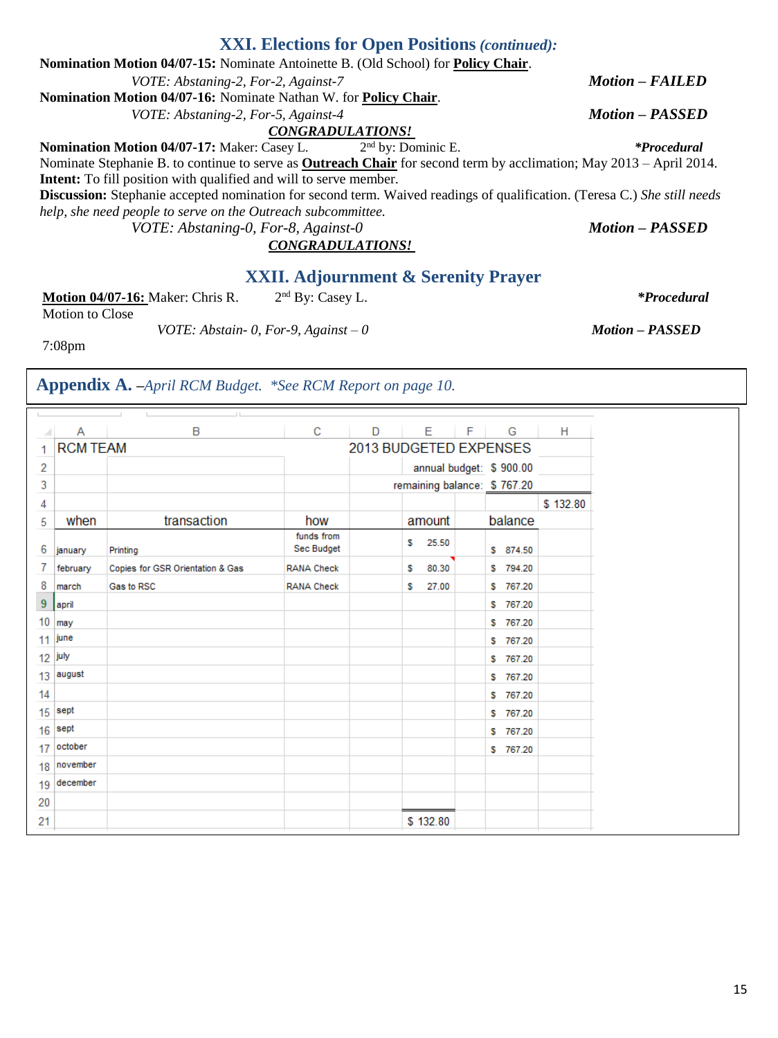## XXI. Elections for Open Positions *(continued):*

**Nomination Motion 04/07-15:** Nominate Antoinette B. (Old School) for **Policy Chair**.

*VOTE: Abstaning-2, For-2, Against-7* ***Motion – FAILED***

**Nomination Motion 04/07-16:** Nominate Nathan W. for **Policy Chair**.

*VOTE: Abstaning-2, For-5, Against-4* ***Motion – PASSED***

***CONGRADULATIONS!***

**Nomination Motion 04/07-17:** Maker: Casey L. 2nd by: Dominic E. ***Procedural**

Nominate Stephanie B. to continue to serve as **Outreach Chair** for second term by acclimation; May 2013 – April 2014.

**Intent:** To fill position with qualified and will to serve member.

**Discussion:** Stephanie accepted nomination for second term. Waived readings of qualification. (Teresa C.) *She still needs help, she need people to serve on the Outreach subcommittee.*

*VOTE: Abstaning-0, For-8, Against-0* ***Motion – PASSED***

***CONGRADULATIONS!***

## XXII. Adjournment & Serenity Prayer

**Motion 04/07-16:** Maker: Chris R. 2nd By: Casey L. ***Procedural**

Motion to Close

*VOTE: Abstain- 0, For-9, Against – 0* ***Motion – PASSED***

7:08pm

## Appendix A. –*April RCM Budget. *See RCM Report on page 10.*

| | A | B | C | D | E | F | G | H |
|---|---|---|---|---|---|---|---|---|
| 1 | RCM TEAM | | | 2013 BUDGETED EXPENSES | | | | |
| 2 | | | | | annual budget: | | $ 900.00 | |
| 3 | | | | | remaining balance: | | $ 767.20 | |
| 4 | | | | | | | | $ 132.80 |
| 5 | when | transaction | how | | amount | | balance | |
| 6 | january | Printing | funds from Sec Budget | | $ 25.50 | | $ 874.50 | |
| 7 | february | Copies for GSR Orientation & Gas | RANA Check | | $ 80.30 | | $ 794.20 | |
| 8 | march | Gas to RSC | RANA Check | | $ 27.00 | | $ 767.20 | |
| 9 | april | | | | | | $ 767.20 | |
| 10 | may | | | | | | $ 767.20 | |
| 11 | june | | | | | | $ 767.20 | |
| 12 | july | | | | | | $ 767.20 | |
| 13 | august | | | | | | $ 767.20 | |
| 14 | | | | | | | $ 767.20 | |
| 15 | sept | | | | | | $ 767.20 | |
| 16 | sept | | | | | | $ 767.20 | |
| 17 | october | | | | | | $ 767.20 | |
| 18 | november | | | | | | | |
| 19 | december | | | | | | | |
| 20 | | | | | | | | |
| 21 | | | | | $ 132.80 | | | |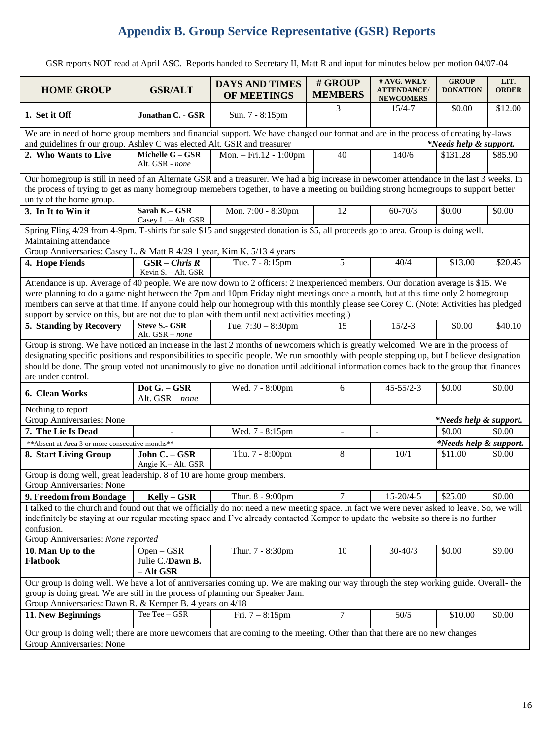# Appendix B. Group Service Representative (GSR) Reports

GSR reports NOT read at April ASC. Reports handed to Secretary II, Matt R and input for minutes below per motion 04/07-04

| HOME GROUP | GSR/ALT | DAYS AND TIMES OF MEETINGS | # GROUP MEMBERS | # AVG. WKLY ATTENDANCE/ NEWCOMERS | GROUP DONATION | LIT. ORDER |
|---|---|---|---|---|---|---|
| **1. Set it Off** | **Jonathan C. - GSR** | Sun. 7 - 8:15pm | 3 | 15/4-7 | $0.00 | $12.00 |
| We are in need of home group members and financial support. We have changed our format and are in the process of creating by-laws and guidelines fr our group. Ashley C was elected Alt. GSR and treasurer ***Needs help & support.** | | | | | | |
| **2. Who Wants to Live** | **Michelle G – GSR** Alt. GSR - *none* | Mon. – Fri.12 - 1:00pm | 40 | 140/6 | $131.28 | $85.90 |
| Our homegroup is still in need of an Alternate GSR and a treasurer. We had a big increase in newcomer attendance in the last 3 weeks. In the process of trying to get as many homegroup memebers together, to have a meeting on building strong homegroups to support better unity of the home group. | | | | | | |
| **3. In It to Win it** | **Sarah K.– GSR** Casey L. – Alt. GSR | Mon. 7:00 - 8:30pm | 12 | 60-70/3 | $0.00 | $0.00 |
| Spring Fling 4/29 from 4-9pm. T-shirts for sale $15 and suggested donation is $5, all proceeds go to area. Group is doing well. Maintaining attendance<br>Group Anniversaries: Casey L. & Matt R 4/29 1 year, Kim K. 5/13 4 years | | | | | | |
| **4. Hope Fiends** | **GSR – *Chris R*** Kevin S. – Alt. GSR | Tue. 7 - 8:15pm | 5 | 40/4 | $13.00 | $20.45 |
| Attendance is up. Average of 40 people. We are now down to 2 officers: 2 inexperienced members. Our donation average is $15. We were planning to do a game night between the 7pm and 10pm Friday night meetings once a month, but at this time only 2 homegroup members can serve at that time. If anyone could help our homegroup with this monthly please see Corey C. (Note: Activities has pledged support by service on this, but are not due to plan with them until next activities meeting.) | | | | | | |
| **5. Standing by Recovery** | **Steve S.- GSR** Alt. GSR – *none* | Tue. 7:30 – 8:30pm | 15 | 15/2-3 | $0.00 | $40.10 |
| Group is strong. We have noticed an increase in the last 2 months of newcomers which is greatly welcomed. We are in the process of designating specific positions and responsibilities to specific people. We run smoothly with people stepping up, but I believe designation should be done. The group voted not unanimously to give no donation until additional information comes back to the group that finances are under control. | | | | | | |
| **6. Clean Works** | **Dot G. – GSR** Alt. GSR – *none* | Wed. 7 - 8:00pm | 6 | 45-55/2-3 | $0.00 | $0.00 |
| Nothing to report<br>Group Anniversaries: None ***Needs help & support.** | | | | | | |
| **7. The Lie Is Dead** | - | Wed. 7 - 8:15pm | - | - | $0.00 | $0.00 |
| **Absent at Area 3 or more consecutive months** ***Needs help & support.** | | | | | | |
| **8. Start Living Group** | **John C. – GSR** Angie K.– Alt. GSR | Thu. 7 - 8:00pm | 8 | 10/1 | $11.00 | $0.00 |
| Group is doing well, great leadership. 8 of 10 are home group members.<br>Group Anniversaries: None | | | | | | |
| **9. Freedom from Bondage** | **Kelly – GSR** | Thur. 8 - 9:00pm | 7 | 15-20/4-5 | $25.00 | $0.00 |
| I talked to the church and found out that we officially do not need a new meeting space. In fact we were never asked to leave. So, we will indefinitely be staying at our regular meeting space and I've already contacted Kemper to update the website so there is no further confusion.<br>Group Anniversaries: *None reported* | | | | | | |
| **10. Man Up to the Flatbook** | Open – GSR Julie C./**Dawn B. – Alt GSR** | Thur. 7 - 8:30pm | 10 | 30-40/3 | $0.00 | $9.00 |
| Our group is doing well. We have a lot of anniversaries coming up. We are making our way through the step working guide. Overall- the group is doing great. We are still in the process of planning our Speaker Jam.<br>Group Anniversaries: Dawn R. & Kemper B. 4 years on 4/18 | | | | | | |
| **11. New Beginnings** | Tee Tee – GSR | Fri. 7 – 8:15pm | 7 | 50/5 | $10.00 | $0.00 |
| Our group is doing well; there are more newcomers that are coming to the meeting. Other than that there are no new changes<br>Group Anniversaries: None | | | | | | |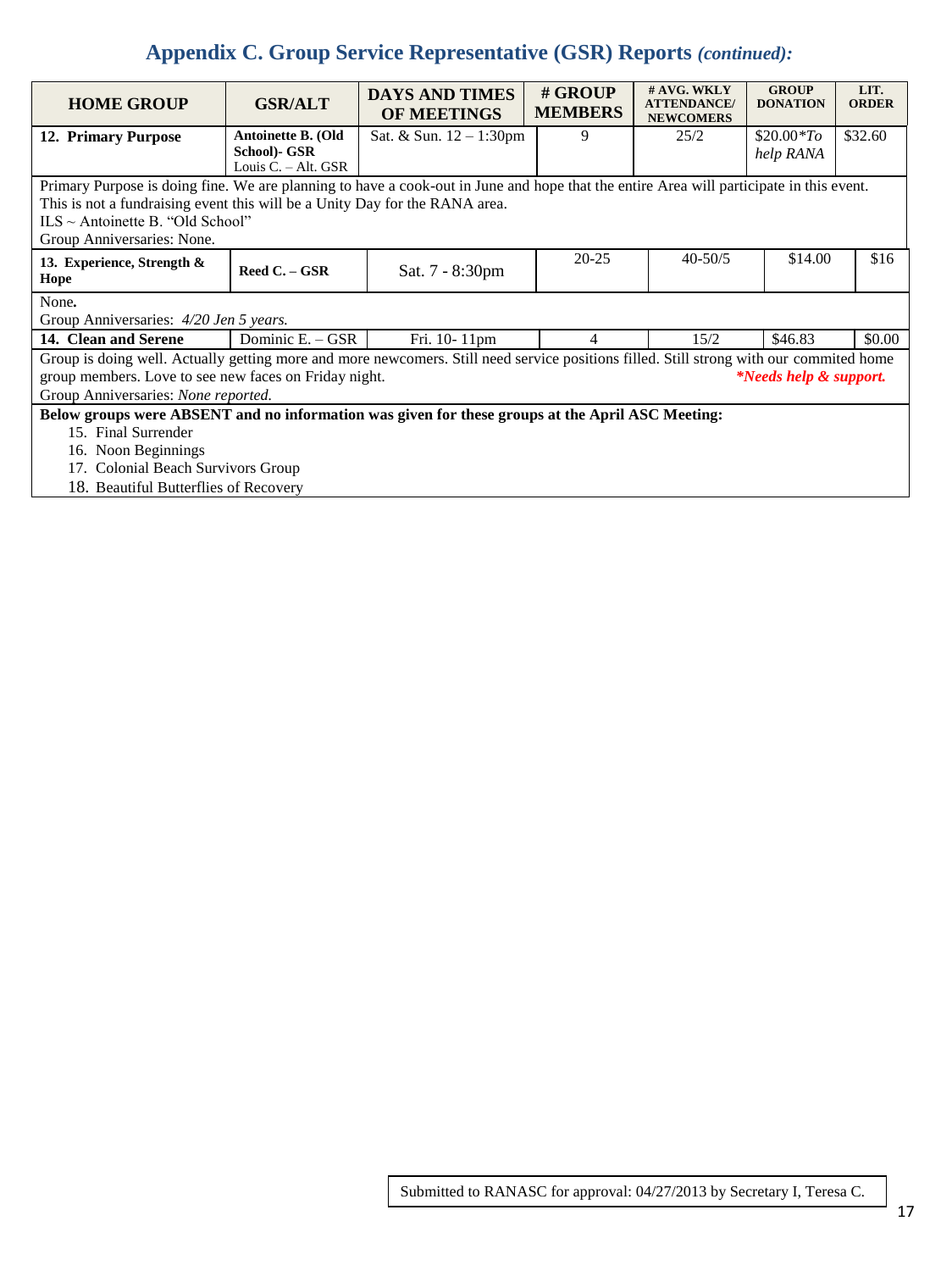# Appendix C. Group Service Representative (GSR) Reports *(continued)*:

| HOME GROUP | GSR/ALT | DAYS AND TIMES OF MEETINGS | # GROUP MEMBERS | # AVG. WKLY ATTENDANCE/ NEWCOMERS | GROUP DONATION | LIT. ORDER |
|---|---|---|---|---|---|---|
| **12. Primary Purpose** | **Antoinette B. (Old School)- GSR** Louis C. – Alt. GSR | Sat. & Sun. 12 – 1:30pm | 9 | 25/2 | $20.00**To help RANA* | $32.60 |
| Primary Purpose is doing fine. We are planning to have a cook-out in June and hope that the entire Area will participate in this event. This is not a fundraising event this will be a Unity Day for the RANA area. ILS ~ Antoinette B. "Old School" Group Anniversaries: None. | | | | | | |
| **13. Experience, Strength & Hope** | **Reed C. – GSR** | Sat. 7 - 8:30pm | 20-25 | 40-50/5 | $14.00 | $16 |
| None**.** Group Anniversaries: *4/20 Jen 5 years.* | | | | | | |
| **14. Clean and Serene** | Dominic E. – GSR | Fri. 10- 11pm | 4 | 15/2 | $46.83 | $0.00 |
| Group is doing well. Actually getting more and more newcomers. Still need service positions filled. Still strong with our commited home group members. Love to see new faces on Friday night. ***Needs help & support.*** Group Anniversaries: *None reported.* | | | | | | |

**Below groups were ABSENT and no information was given for these groups at the April ASC Meeting:**

15. Final Surrender
16. Noon Beginnings
17. Colonial Beach Survivors Group
18. Beautiful Butterflies of Recovery

Submitted to RANASC for approval: 04/27/2013 by Secretary I, Teresa C.